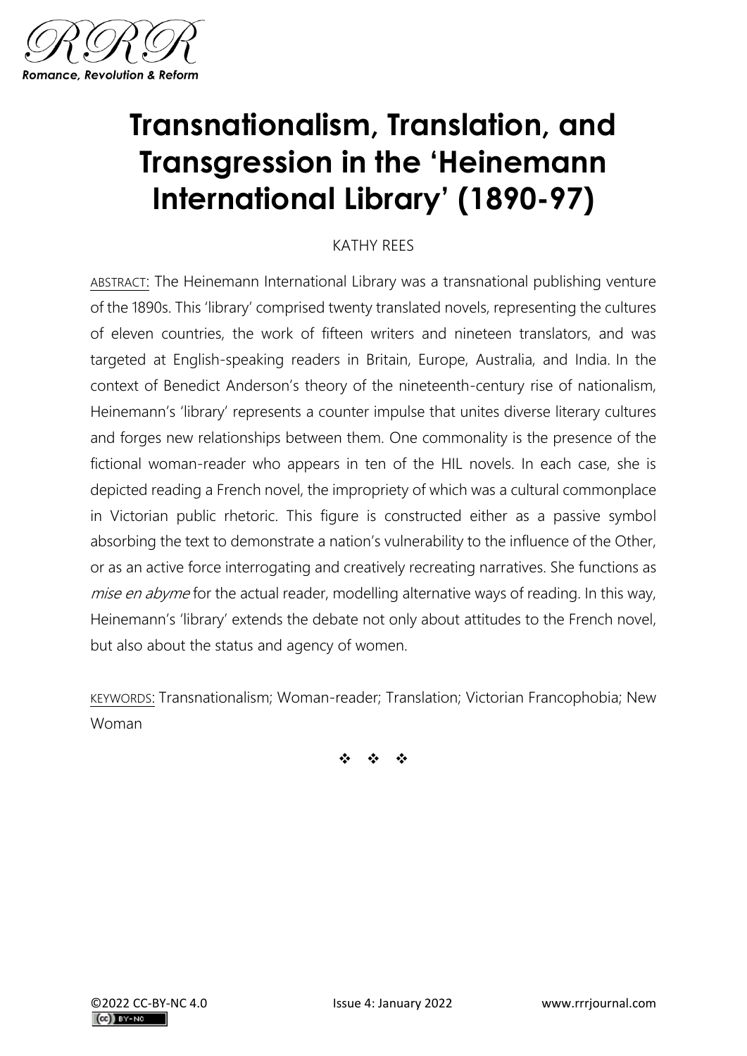# Transnationalism, Translation, and Transgression in the 'Heinemann International Library' (1890-97)

KATHY REES

ABSTRACT: The Heinemann International Library was a transnational publishing venture of the 1890s. This 'library' comprised twenty translated novels, representing the cultures of eleven countries, the work of fifteen writers and nineteen translators, and was targeted at English-speaking readers in Britain, Europe, Australia, and India. In the context of Benedict Anderson's theory of the nineteenth-century rise of nationalism, Heinemann's 'library' represents a counter impulse that unites diverse literary cultures and forges new relationships between them. One commonality is the presence of the fictional woman-reader who appears in ten of the HIL novels. In each case, she is depicted reading a French novel, the impropriety of which was a cultural commonplace in Victorian public rhetoric. This figure is constructed either as a passive symbol absorbing the text to demonstrate a nation's vulnerability to the influence of the Other, or as an active force interrogating and creatively recreating narratives. She functions as *mise en abyme* for the actual reader, modelling alternative ways of reading. In this way, Heinemann's 'library' extends the debate not only about attitudes to the French novel, but also about the status and agency of women.

KEYWORDS: Transnationalism; Woman-reader; Translation; Victorian Francophobia; New Woman

❖ ❖ ❖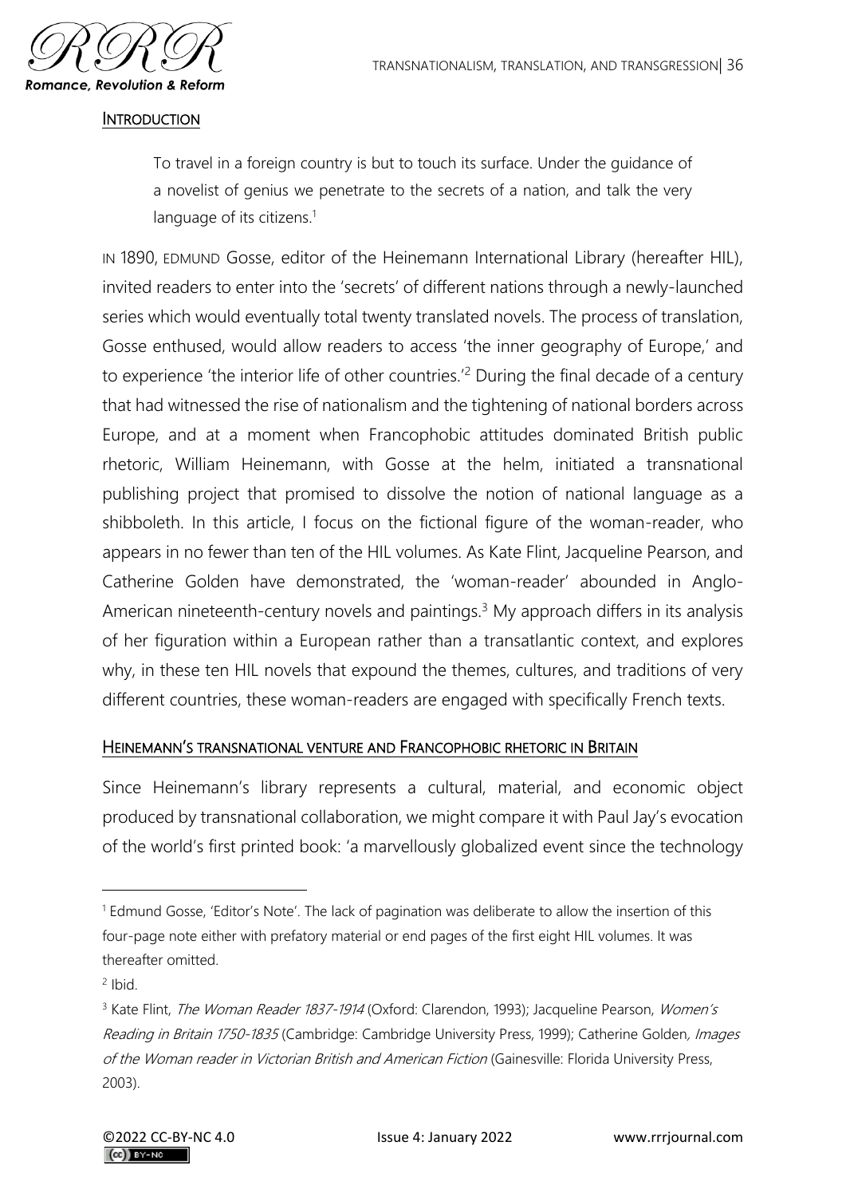## Introduction

> To travel in a foreign country is but to touch its surface. Under the guidance of a novelist of genius we penetrate to the secrets of a nation, and talk the very language of its citizens.[1]

IN 1890, EDMUND Gosse, editor of the Heinemann International Library (hereafter HIL), invited readers to enter into the 'secrets' of different nations through a newly-launched series which would eventually total twenty translated novels. The process of translation, Gosse enthused, would allow readers to access 'the inner geography of Europe,' and to experience 'the interior life of other countries.'[2] During the final decade of a century that had witnessed the rise of nationalism and the tightening of national borders across Europe, and at a moment when Francophobic attitudes dominated British public rhetoric, William Heinemann, with Gosse at the helm, initiated a transnational publishing project that promised to dissolve the notion of national language as a shibboleth. In this article, I focus on the fictional figure of the woman-reader, who appears in no fewer than ten of the HIL volumes. As Kate Flint, Jacqueline Pearson, and Catherine Golden have demonstrated, the 'woman-reader' abounded in Anglo-American nineteenth-century novels and paintings.[3] My approach differs in its analysis of her figuration within a European rather than a transatlantic context, and explores why, in these ten HIL novels that expound the themes, cultures, and traditions of very different countries, these woman-readers are engaged with specifically French texts.

## Heinemann's transnational venture and Francophobic rhetoric in Britain

Since Heinemann's library represents a cultural, material, and economic object produced by transnational collaboration, we might compare it with Paul Jay's evocation of the world's first printed book: 'a marvellously globalized event since the technology

---

[1] Edmund Gosse, 'Editor's Note'. The lack of pagination was deliberate to allow the insertion of this four-page note either with prefatory material or end pages of the first eight HIL volumes. It was thereafter omitted.

[2] Ibid.

[3] Kate Flint, *The Woman Reader 1837-1914* (Oxford: Clarendon, 1993); Jacqueline Pearson, *Women's Reading in Britain 1750-1835* (Cambridge: Cambridge University Press, 1999); Catherine Golden*, Images of the Woman reader in Victorian British and American Fiction* (Gainesville: Florida University Press, 2003).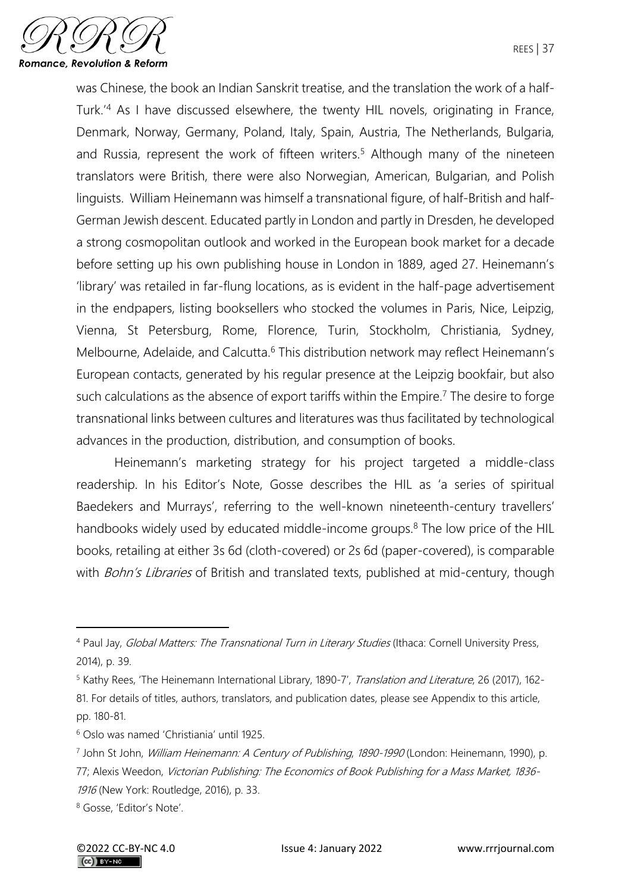was Chinese, the book an Indian Sanskrit treatise, and the translation the work of a half-Turk.'[4] As I have discussed elsewhere, the twenty HIL novels, originating in France, Denmark, Norway, Germany, Poland, Italy, Spain, Austria, The Netherlands, Bulgaria, and Russia, represent the work of fifteen writers.[5] Although many of the nineteen translators were British, there were also Norwegian, American, Bulgarian, and Polish linguists. William Heinemann was himself a transnational figure, of half-British and half-German Jewish descent. Educated partly in London and partly in Dresden, he developed a strong cosmopolitan outlook and worked in the European book market for a decade before setting up his own publishing house in London in 1889, aged 27. Heinemann's 'library' was retailed in far-flung locations, as is evident in the half-page advertisement in the endpapers, listing booksellers who stocked the volumes in Paris, Nice, Leipzig, Vienna, St Petersburg, Rome, Florence, Turin, Stockholm, Christiania, Sydney, Melbourne, Adelaide, and Calcutta.[6] This distribution network may reflect Heinemann's European contacts, generated by his regular presence at the Leipzig bookfair, but also such calculations as the absence of export tariffs within the Empire.[7] The desire to forge transnational links between cultures and literatures was thus facilitated by technological advances in the production, distribution, and consumption of books.

Heinemann's marketing strategy for his project targeted a middle-class readership. In his Editor's Note, Gosse describes the HIL as 'a series of spiritual Baedekers and Murrays', referring to the well-known nineteenth-century travellers' handbooks widely used by educated middle-income groups.[8] The low price of the HIL books, retailing at either 3s 6d (cloth-covered) or 2s 6d (paper-covered), is comparable with *Bohn's Libraries* of British and translated texts, published at mid-century, though

---

[4] Paul Jay, *Global Matters: The Transnational Turn in Literary Studies* (Ithaca: Cornell University Press, 2014), p. 39.

[5] Kathy Rees, 'The Heinemann International Library, 1890-7', *Translation and Literature*, 26 (2017), 162-81. For details of titles, authors, translators, and publication dates, please see Appendix to this article, pp. 180-81.

[6] Oslo was named 'Christiania' until 1925.

[7] John St John, *William Heinemann: A Century of Publishing, 1890-1990* (London: Heinemann, 1990), p. 77; Alexis Weedon, *Victorian Publishing: The Economics of Book Publishing for a Mass Market, 1836-1916* (New York: Routledge, 2016), p. 33.

[8] Gosse, 'Editor's Note'.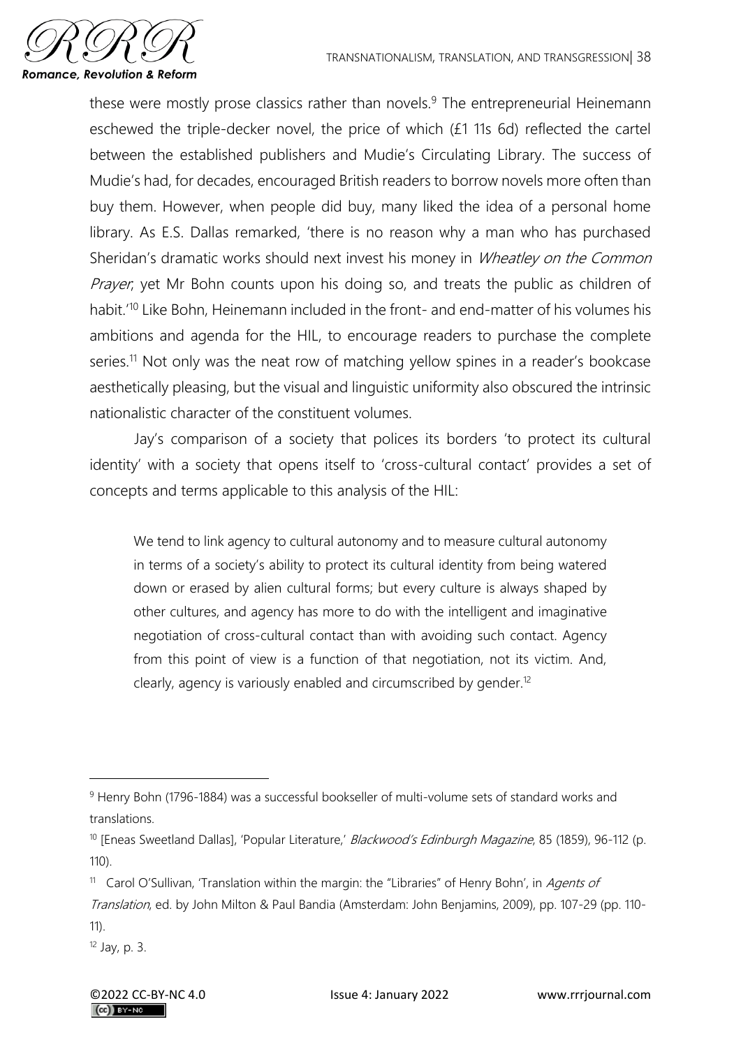these were mostly prose classics rather than novels.[9] The entrepreneurial Heinemann eschewed the triple-decker novel, the price of which (£1 11s 6d) reflected the cartel between the established publishers and Mudie's Circulating Library. The success of Mudie's had, for decades, encouraged British readers to borrow novels more often than buy them. However, when people did buy, many liked the idea of a personal home library. As E.S. Dallas remarked, 'there is no reason why a man who has purchased Sheridan's dramatic works should next invest his money in *Wheatley on the Common Prayer*; yet Mr Bohn counts upon his doing so, and treats the public as children of habit.'[10] Like Bohn, Heinemann included in the front- and end-matter of his volumes his ambitions and agenda for the HIL, to encourage readers to purchase the complete series.[11] Not only was the neat row of matching yellow spines in a reader's bookcase aesthetically pleasing, but the visual and linguistic uniformity also obscured the intrinsic nationalistic character of the constituent volumes.

Jay's comparison of a society that polices its borders 'to protect its cultural identity' with a society that opens itself to 'cross-cultural contact' provides a set of concepts and terms applicable to this analysis of the HIL:

> We tend to link agency to cultural autonomy and to measure cultural autonomy in terms of a society's ability to protect its cultural identity from being watered down or erased by alien cultural forms; but every culture is always shaped by other cultures, and agency has more to do with the intelligent and imaginative negotiation of cross-cultural contact than with avoiding such contact. Agency from this point of view is a function of that negotiation, not its victim. And, clearly, agency is variously enabled and circumscribed by gender.[12]

---

[9] Henry Bohn (1796-1884) was a successful bookseller of multi-volume sets of standard works and translations.

[10] [Eneas Sweetland Dallas], 'Popular Literature,' *Blackwood's Edinburgh Magazine*, 85 (1859), 96-112 (p. 110).

[11] Carol O'Sullivan, 'Translation within the margin: the "Libraries" of Henry Bohn', in *Agents of Translation*, ed. by John Milton & Paul Bandia (Amsterdam: John Benjamins, 2009), pp. 107-29 (pp. 110-11).

[12] Jay, p. 3.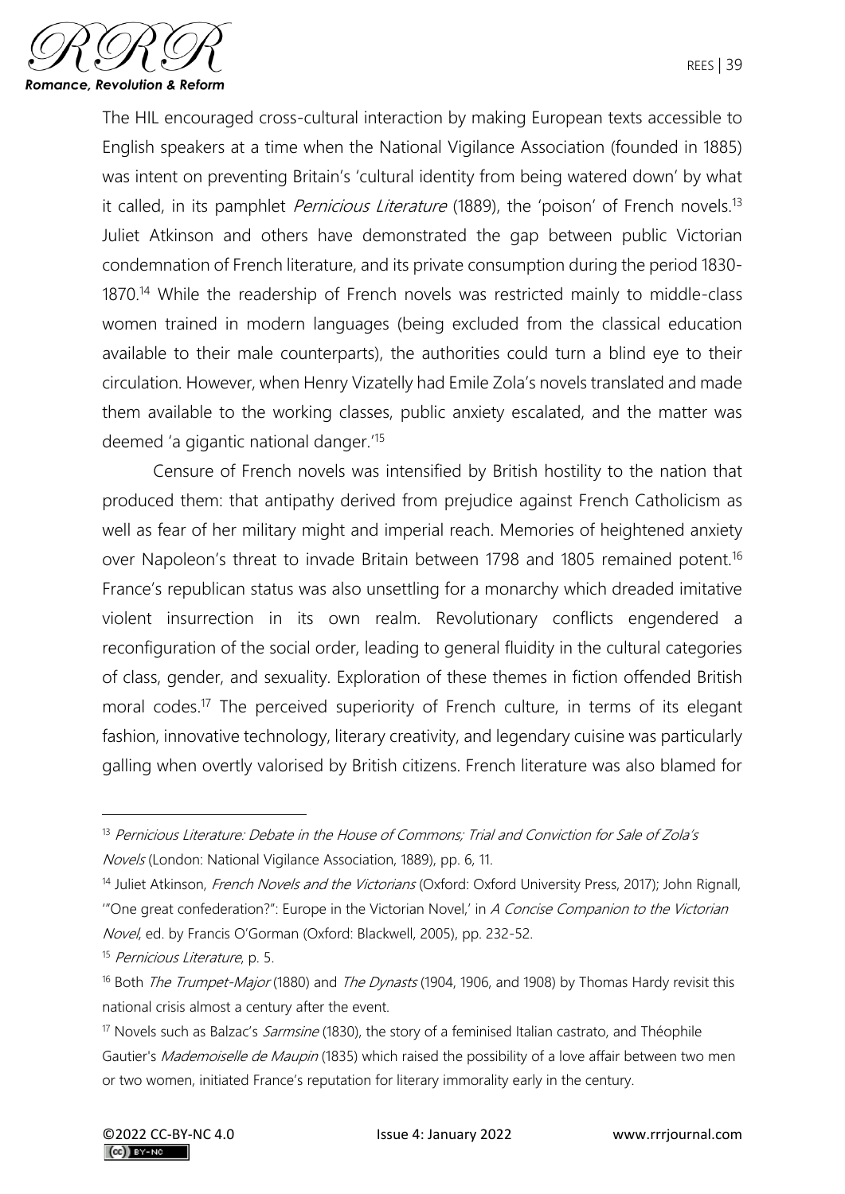The HIL encouraged cross-cultural interaction by making European texts accessible to English speakers at a time when the National Vigilance Association (founded in 1885) was intent on preventing Britain's 'cultural identity from being watered down' by what it called, in its pamphlet *Pernicious Literature* (1889), the 'poison' of French novels.[13] Juliet Atkinson and others have demonstrated the gap between public Victorian condemnation of French literature, and its private consumption during the period 1830-1870.[14] While the readership of French novels was restricted mainly to middle-class women trained in modern languages (being excluded from the classical education available to their male counterparts), the authorities could turn a blind eye to their circulation. However, when Henry Vizatelly had Emile Zola's novels translated and made them available to the working classes, public anxiety escalated, and the matter was deemed 'a gigantic national danger.'[15]

Censure of French novels was intensified by British hostility to the nation that produced them: that antipathy derived from prejudice against French Catholicism as well as fear of her military might and imperial reach. Memories of heightened anxiety over Napoleon's threat to invade Britain between 1798 and 1805 remained potent.[16] France's republican status was also unsettling for a monarchy which dreaded imitative violent insurrection in its own realm. Revolutionary conflicts engendered a reconfiguration of the social order, leading to general fluidity in the cultural categories of class, gender, and sexuality. Exploration of these themes in fiction offended British moral codes.[17] The perceived superiority of French culture, in terms of its elegant fashion, innovative technology, literary creativity, and legendary cuisine was particularly galling when overtly valorised by British citizens. French literature was also blamed for

---

[13] *Pernicious Literature: Debate in the House of Commons; Trial and Conviction for Sale of Zola's Novels* (London: National Vigilance Association, 1889), pp. 6, 11.

[14] Juliet Atkinson, *French Novels and the Victorians* (Oxford: Oxford University Press, 2017); John Rignall, '"One great confederation?": Europe in the Victorian Novel,' in *A Concise Companion to the Victorian Novel*, ed. by Francis O'Gorman (Oxford: Blackwell, 2005), pp. 232-52.

[15] *Pernicious Literature*, p. 5.

[16] Both *The Trumpet-Major* (1880) and *The Dynasts* (1904, 1906, and 1908) by Thomas Hardy revisit this national crisis almost a century after the event.

[17] Novels such as Balzac's *Sarmsine* (1830), the story of a feminised Italian castrato, and Théophile Gautier's *Mademoiselle de Maupin* (1835) which raised the possibility of a love affair between two men or two women, initiated France's reputation for literary immorality early in the century.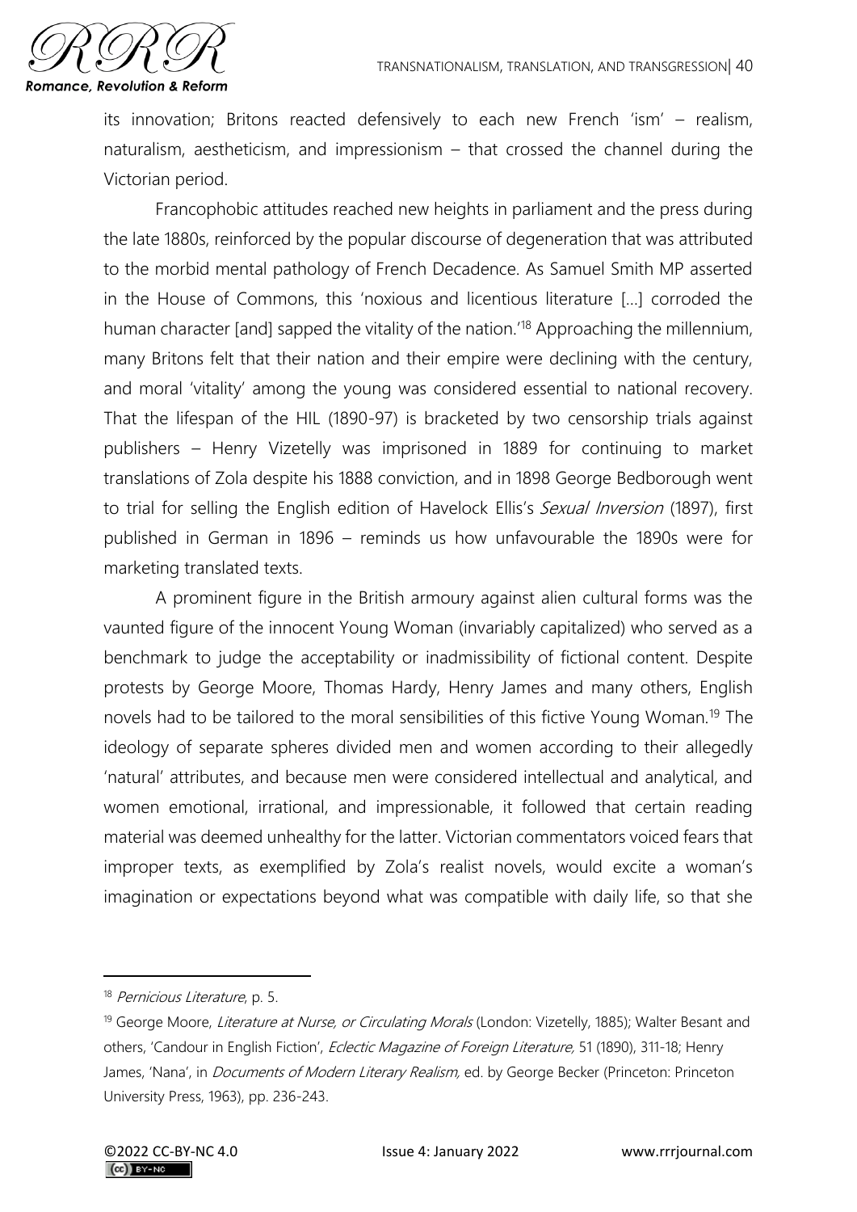its innovation; Britons reacted defensively to each new French 'ism' – realism, naturalism, aestheticism, and impressionism – that crossed the channel during the Victorian period.

Francophobic attitudes reached new heights in parliament and the press during the late 1880s, reinforced by the popular discourse of degeneration that was attributed to the morbid mental pathology of French Decadence. As Samuel Smith MP asserted in the House of Commons, this 'noxious and licentious literature [...] corroded the human character [and] sapped the vitality of the nation.'[18] Approaching the millennium, many Britons felt that their nation and their empire were declining with the century, and moral 'vitality' among the young was considered essential to national recovery. That the lifespan of the HIL (1890-97) is bracketed by two censorship trials against publishers – Henry Vizetelly was imprisoned in 1889 for continuing to market translations of Zola despite his 1888 conviction, and in 1898 George Bedborough went to trial for selling the English edition of Havelock Ellis's *Sexual Inversion* (1897), first published in German in 1896 – reminds us how unfavourable the 1890s were for marketing translated texts.

A prominent figure in the British armoury against alien cultural forms was the vaunted figure of the innocent Young Woman (invariably capitalized) who served as a benchmark to judge the acceptability or inadmissibility of fictional content. Despite protests by George Moore, Thomas Hardy, Henry James and many others, English novels had to be tailored to the moral sensibilities of this fictive Young Woman.[19] The ideology of separate spheres divided men and women according to their allegedly 'natural' attributes, and because men were considered intellectual and analytical, and women emotional, irrational, and impressionable, it followed that certain reading material was deemed unhealthy for the latter. Victorian commentators voiced fears that improper texts, as exemplified by Zola's realist novels, would excite a woman's imagination or expectations beyond what was compatible with daily life, so that she

---

[18] *Pernicious Literature*, p. 5.

[19] George Moore, *Literature at Nurse, or Circulating Morals* (London: Vizetelly, 1885); Walter Besant and others, 'Candour in English Fiction', *Eclectic Magazine of Foreign Literature,* 51 (1890), 311-18; Henry James, 'Nana', in *Documents of Modern Literary Realism,* ed. by George Becker (Princeton: Princeton University Press, 1963), pp. 236-243.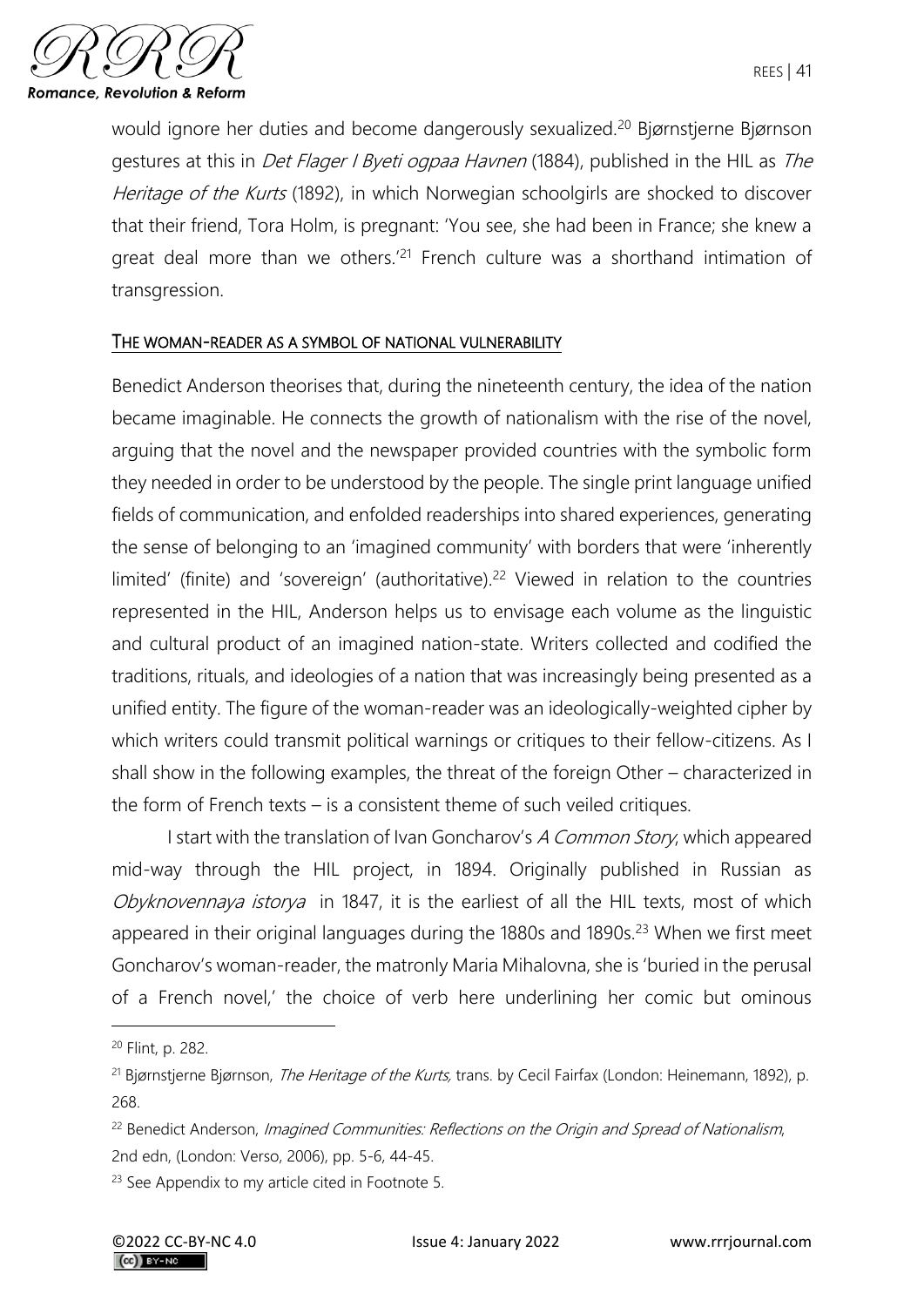would ignore her duties and become dangerously sexualized.[20] Bjørnstjerne Bjørnson gestures at this in *Det Flager I Byeti ogpaa Havnen* (1884), published in the HIL as *The Heritage of the Kurts* (1892), in which Norwegian schoolgirls are shocked to discover that their friend, Tora Holm, is pregnant: 'You see, she had been in France; she knew a great deal more than we others.'[21] French culture was a shorthand intimation of transgression.

## The woman-reader as a symbol of national vulnerability

Benedict Anderson theorises that, during the nineteenth century, the idea of the nation became imaginable. He connects the growth of nationalism with the rise of the novel, arguing that the novel and the newspaper provided countries with the symbolic form they needed in order to be understood by the people. The single print language unified fields of communication, and enfolded readerships into shared experiences, generating the sense of belonging to an 'imagined community' with borders that were 'inherently limited' (finite) and 'sovereign' (authoritative).[22] Viewed in relation to the countries represented in the HIL, Anderson helps us to envisage each volume as the linguistic and cultural product of an imagined nation-state. Writers collected and codified the traditions, rituals, and ideologies of a nation that was increasingly being presented as a unified entity. The figure of the woman-reader was an ideologically-weighted cipher by which writers could transmit political warnings or critiques to their fellow-citizens. As I shall show in the following examples, the threat of the foreign Other – characterized in the form of French texts – is a consistent theme of such veiled critiques.

I start with the translation of Ivan Goncharov's *A Common Story*, which appeared mid-way through the HIL project, in 1894. Originally published in Russian as *Obyknovennaya istorya* in 1847, it is the earliest of all the HIL texts, most of which appeared in their original languages during the 1880s and 1890s.[23] When we first meet Goncharov's woman-reader, the matronly Maria Mihalovna, she is 'buried in the perusal of a French novel,' the choice of verb here underlining her comic but ominous

---

[20] Flint, p. 282.

[21] Bjørnstjerne Bjørnson, *The Heritage of the Kurts*, trans. by Cecil Fairfax (London: Heinemann, 1892), p. 268.

[22] Benedict Anderson, *Imagined Communities: Reflections on the Origin and Spread of Nationalism*, 2nd edn, (London: Verso, 2006), pp. 5-6, 44-45.

[23] See Appendix to my article cited in Footnote 5.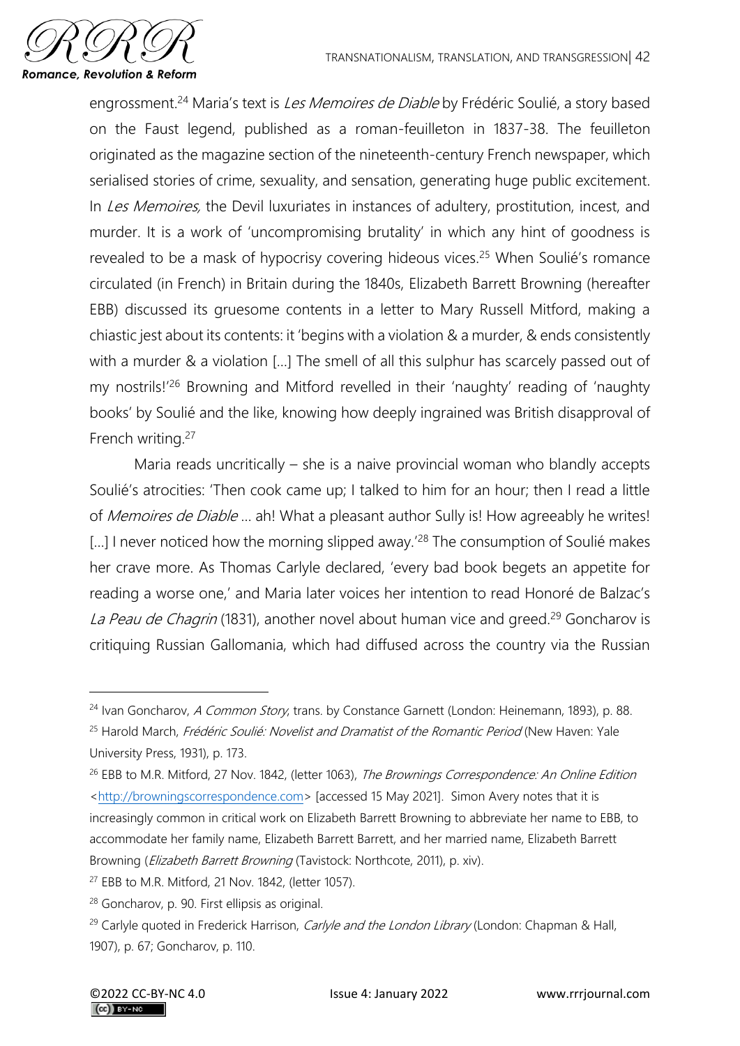engrossment.[24] Maria's text is *Les Memoires de Diable* by Frédéric Soulié, a story based on the Faust legend, published as a roman-feuilleton in 1837-38. The feuilleton originated as the magazine section of the nineteenth-century French newspaper, which serialised stories of crime, sexuality, and sensation, generating huge public excitement. In *Les Memoires,* the Devil luxuriates in instances of adultery, prostitution, incest, and murder. It is a work of 'uncompromising brutality' in which any hint of goodness is revealed to be a mask of hypocrisy covering hideous vices.[25] When Soulié's romance circulated (in French) in Britain during the 1840s, Elizabeth Barrett Browning (hereafter EBB) discussed its gruesome contents in a letter to Mary Russell Mitford, making a chiastic jest about its contents: it 'begins with a violation & a murder, & ends consistently with a murder & a violation [...] The smell of all this sulphur has scarcely passed out of my nostrils!'[26] Browning and Mitford revelled in their 'naughty' reading of 'naughty books' by Soulié and the like, knowing how deeply ingrained was British disapproval of French writing.[27]

Maria reads uncritically – she is a naive provincial woman who blandly accepts Soulié's atrocities: 'Then cook came up; I talked to him for an hour; then I read a little of *Memoires de Diable* ... ah! What a pleasant author Sully is! How agreeably he writes! [...] I never noticed how the morning slipped away.'[28] The consumption of Soulié makes her crave more. As Thomas Carlyle declared, 'every bad book begets an appetite for reading a worse one,' and Maria later voices her intention to read Honoré de Balzac's *La Peau de Chagrin* (1831), another novel about human vice and greed.[29] Goncharov is critiquing Russian Gallomania, which had diffused across the country via the Russian

---

[24] Ivan Goncharov, *A Common Story*, trans. by Constance Garnett (London: Heinemann, 1893), p. 88.

[25] Harold March, *Frédéric Soulié: Novelist and Dramatist of the Romantic Period* (New Haven: Yale University Press, 1931), p. 173.

[26] EBB to M.R. Mitford, 27 Nov. 1842, (letter 1063), *The Brownings Correspondence: An Online Edition* <http://browningscorrespondence.com> [accessed 15 May 2021]. Simon Avery notes that it is increasingly common in critical work on Elizabeth Barrett Browning to abbreviate her name to EBB, to accommodate her family name, Elizabeth Barrett Barrett, and her married name, Elizabeth Barrett Browning (*Elizabeth Barrett Browning* (Tavistock: Northcote, 2011), p. xiv).

[27] EBB to M.R. Mitford, 21 Nov. 1842, (letter 1057).

[28] Goncharov, p. 90. First ellipsis as original.

[29] Carlyle quoted in Frederick Harrison, *Carlyle and the London Library* (London: Chapman & Hall, 1907), p. 67; Goncharov, p. 110.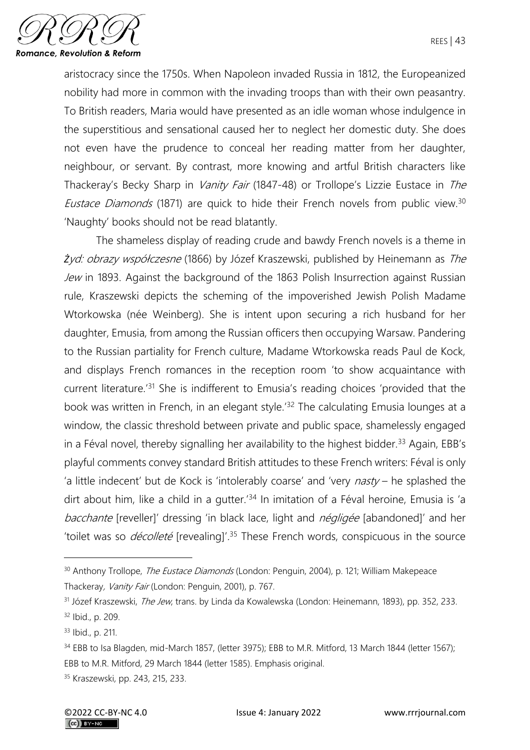aristocracy since the 1750s. When Napoleon invaded Russia in 1812, the Europeanized nobility had more in common with the invading troops than with their own peasantry. To British readers, Maria would have presented as an idle woman whose indulgence in the superstitious and sensational caused her to neglect her domestic duty. She does not even have the prudence to conceal her reading matter from her daughter, neighbour, or servant. By contrast, more knowing and artful British characters like Thackeray's Becky Sharp in *Vanity Fair* (1847-48) or Trollope's Lizzie Eustace in *The Eustace Diamonds* (1871) are quick to hide their French novels from public view.[30] 'Naughty' books should not be read blatantly.

The shameless display of reading crude and bawdy French novels is a theme in *Żyd: obrazy współczesne* (1866) by Józef Kraszewski, published by Heinemann as *The Jew* in 1893. Against the background of the 1863 Polish Insurrection against Russian rule, Kraszewski depicts the scheming of the impoverished Jewish Polish Madame Wtorkowska (née Weinberg). She is intent upon securing a rich husband for her daughter, Emusia, from among the Russian officers then occupying Warsaw. Pandering to the Russian partiality for French culture, Madame Wtorkowska reads Paul de Kock, and displays French romances in the reception room 'to show acquaintance with current literature.'[31] She is indifferent to Emusia's reading choices 'provided that the book was written in French, in an elegant style.'[32] The calculating Emusia lounges at a window, the classic threshold between private and public space, shamelessly engaged in a Féval novel, thereby signalling her availability to the highest bidder.[33] Again, EBB's playful comments convey standard British attitudes to these French writers: Féval is only 'a little indecent' but de Kock is 'intolerably coarse' and 'very *nasty* – he splashed the dirt about him, like a child in a gutter.'[34] In imitation of a Féval heroine, Emusia is 'a *bacchante* [reveller]' dressing 'in black lace, light and *négligée* [abandoned]' and her 'toilet was so *décolleté* [revealing]'.[35] These French words, conspicuous in the source

---

[30] Anthony Trollope, *The Eustace Diamonds* (London: Penguin, 2004), p. 121; William Makepeace Thackeray, *Vanity Fair* (London: Penguin, 2001), p. 767.

[31] Józef Kraszewski, *The Jew*, trans. by Linda da Kowalewska (London: Heinemann, 1893), pp. 352, 233.

[32] Ibid., p. 209.

[33] Ibid., p. 211.

[34] EBB to Isa Blagden, mid-March 1857, (letter 3975); EBB to M.R. Mitford, 13 March 1844 (letter 1567); EBB to M.R. Mitford, 29 March 1844 (letter 1585). Emphasis original.

[35] Kraszewski, pp. 243, 215, 233.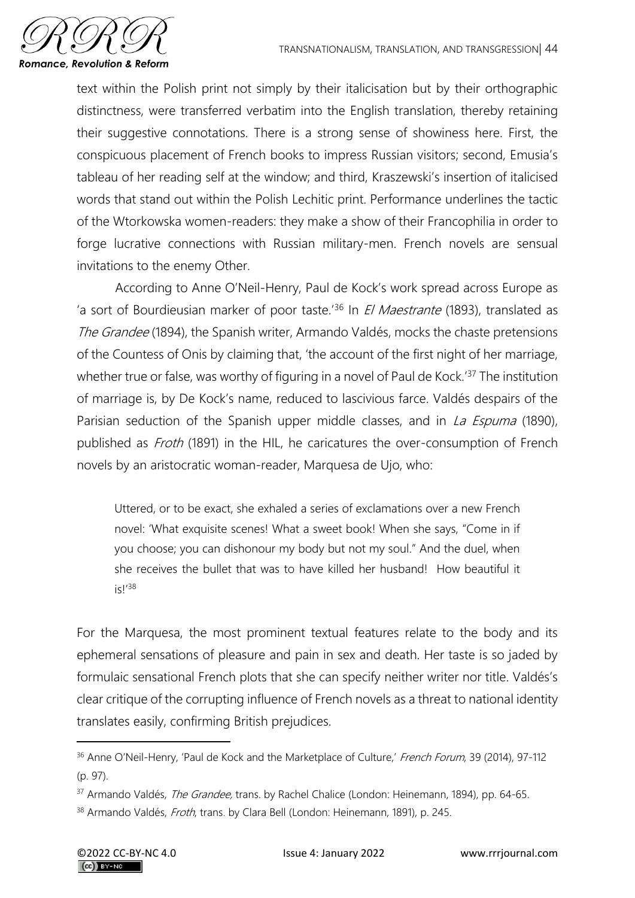text within the Polish print not simply by their italicisation but by their orthographic distinctness, were transferred verbatim into the English translation, thereby retaining their suggestive connotations. There is a strong sense of showiness here. First, the conspicuous placement of French books to impress Russian visitors; second, Emusia's tableau of her reading self at the window; and third, Kraszewski's insertion of italicised words that stand out within the Polish Lechitic print. Performance underlines the tactic of the Wtorkowska women-readers: they make a show of their Francophilia in order to forge lucrative connections with Russian military-men. French novels are sensual invitations to the enemy Other.

According to Anne O'Neil-Henry, Paul de Kock's work spread across Europe as 'a sort of Bourdieusian marker of poor taste.'[36] In *El Maestrante* (1893), translated as *The Grandee* (1894), the Spanish writer, Armando Valdés, mocks the chaste pretensions of the Countess of Onis by claiming that, 'the account of the first night of her marriage, whether true or false, was worthy of figuring in a novel of Paul de Kock.'[37] The institution of marriage is, by De Kock's name, reduced to lascivious farce. Valdés despairs of the Parisian seduction of the Spanish upper middle classes, and in *La Espuma* (1890), published as *Froth* (1891) in the HIL, he caricatures the over-consumption of French novels by an aristocratic woman-reader, Marquesa de Ujo, who:

> Uttered, or to be exact, she exhaled a series of exclamations over a new French novel: 'What exquisite scenes! What a sweet book! When she says, "Come in if you choose; you can dishonour my body but not my soul." And the duel, when she receives the bullet that was to have killed her husband! How beautiful it is!'[38]

For the Marquesa, the most prominent textual features relate to the body and its ephemeral sensations of pleasure and pain in sex and death. Her taste is so jaded by formulaic sensational French plots that she can specify neither writer nor title. Valdés's clear critique of the corrupting influence of French novels as a threat to national identity translates easily, confirming British prejudices.

---

[36] Anne O'Neil-Henry, 'Paul de Kock and the Marketplace of Culture,' *French Forum*, 39 (2014), 97-112 (p. 97).

[37] Armando Valdés, *The Grandee,* trans. by Rachel Chalice (London: Heinemann, 1894), pp. 64-65.

[38] Armando Valdés, *Froth*, trans. by Clara Bell (London: Heinemann, 1891), p. 245.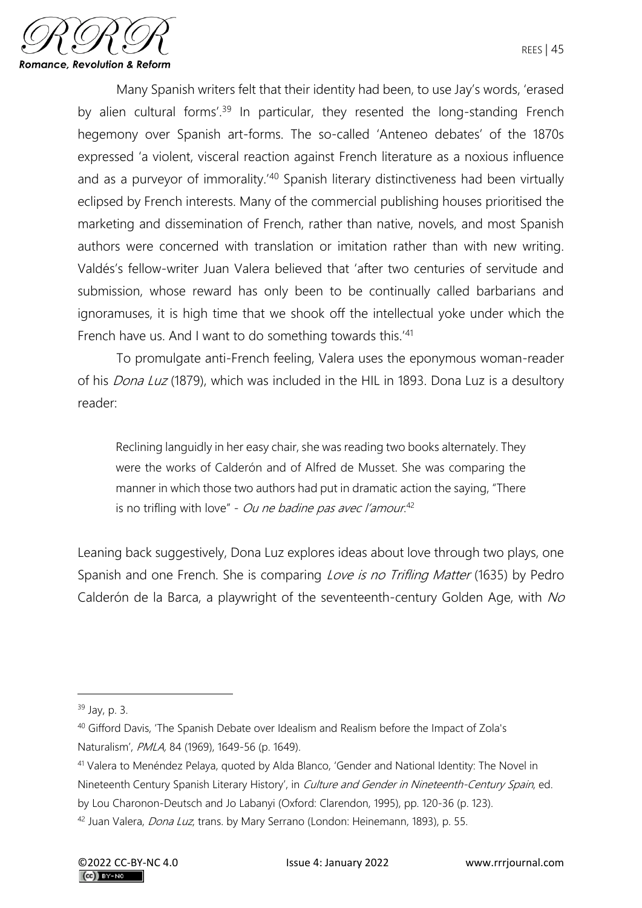Many Spanish writers felt that their identity had been, to use Jay's words, 'erased by alien cultural forms'.[39] In particular, they resented the long-standing French hegemony over Spanish art-forms. The so-called 'Anteneo debates' of the 1870s expressed 'a violent, visceral reaction against French literature as a noxious influence and as a purveyor of immorality.'[40] Spanish literary distinctiveness had been virtually eclipsed by French interests. Many of the commercial publishing houses prioritised the marketing and dissemination of French, rather than native, novels, and most Spanish authors were concerned with translation or imitation rather than with new writing. Valdés's fellow-writer Juan Valera believed that 'after two centuries of servitude and submission, whose reward has only been to be continually called barbarians and ignoramuses, it is high time that we shook off the intellectual yoke under which the French have us. And I want to do something towards this.'[41]

To promulgate anti-French feeling, Valera uses the eponymous woman-reader of his *Dona Luz* (1879), which was included in the HIL in 1893. Dona Luz is a desultory reader:

> Reclining languidly in her easy chair, she was reading two books alternately. They were the works of Calderón and of Alfred de Musset. She was comparing the manner in which those two authors had put in dramatic action the saying, "There is no trifling with love" - *Ou ne badine pas avec l'amour*.[42]

Leaning back suggestively, Dona Luz explores ideas about love through two plays, one Spanish and one French. She is comparing *Love is no Trifling Matter* (1635) by Pedro Calderón de la Barca, a playwright of the seventeenth-century Golden Age, with *No*

---

[39] Jay, p. 3.

[40] Gifford Davis, 'The Spanish Debate over Idealism and Realism before the Impact of Zola's Naturalism', *PMLA,* 84 (1969), 1649-56 (p. 1649).

[41] Valera to Menéndez Pelaya, quoted by Alda Blanco, 'Gender and National Identity: The Novel in Nineteenth Century Spanish Literary History', in *Culture and Gender in Nineteenth-Century Spain*, ed. by Lou Charonon-Deutsch and Jo Labanyi (Oxford: Clarendon, 1995), pp. 120-36 (p. 123).

[42] Juan Valera, *Dona Luz*, trans. by Mary Serrano (London: Heinemann, 1893), p. 55.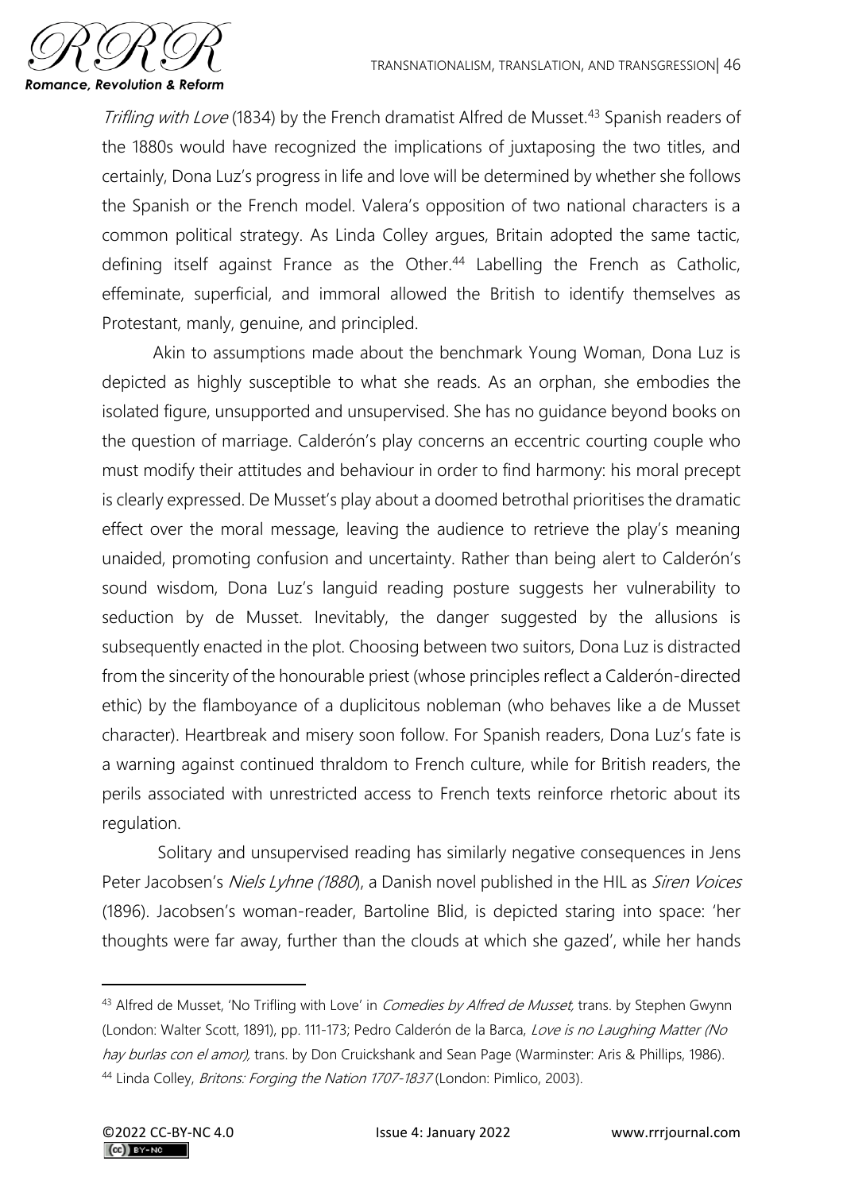*Trifling with Love* (1834) by the French dramatist Alfred de Musset.[43] Spanish readers of the 1880s would have recognized the implications of juxtaposing the two titles, and certainly, Dona Luz's progress in life and love will be determined by whether she follows the Spanish or the French model. Valera's opposition of two national characters is a common political strategy. As Linda Colley argues, Britain adopted the same tactic, defining itself against France as the Other.[44] Labelling the French as Catholic, effeminate, superficial, and immoral allowed the British to identify themselves as Protestant, manly, genuine, and principled.

Akin to assumptions made about the benchmark Young Woman, Dona Luz is depicted as highly susceptible to what she reads. As an orphan, she embodies the isolated figure, unsupported and unsupervised. She has no guidance beyond books on the question of marriage. Calderón's play concerns an eccentric courting couple who must modify their attitudes and behaviour in order to find harmony: his moral precept is clearly expressed. De Musset's play about a doomed betrothal prioritises the dramatic effect over the moral message, leaving the audience to retrieve the play's meaning unaided, promoting confusion and uncertainty. Rather than being alert to Calderón's sound wisdom, Dona Luz's languid reading posture suggests her vulnerability to seduction by de Musset. Inevitably, the danger suggested by the allusions is subsequently enacted in the plot. Choosing between two suitors, Dona Luz is distracted from the sincerity of the honourable priest (whose principles reflect a Calderón-directed ethic) by the flamboyance of a duplicitous nobleman (who behaves like a de Musset character). Heartbreak and misery soon follow. For Spanish readers, Dona Luz's fate is a warning against continued thraldom to French culture, while for British readers, the perils associated with unrestricted access to French texts reinforce rhetoric about its regulation.

Solitary and unsupervised reading has similarly negative consequences in Jens Peter Jacobsen's *Niels Lyhne (1880*), a Danish novel published in the HIL as *Siren Voices* (1896). Jacobsen's woman-reader, Bartoline Blid, is depicted staring into space: 'her thoughts were far away, further than the clouds at which she gazed', while her hands

---

[43] Alfred de Musset, 'No Trifling with Love' in *Comedies by Alfred de Musset,* trans. by Stephen Gwynn (London: Walter Scott, 1891), pp. 111-173; Pedro Calderón de la Barca, *Love is no Laughing Matter (No hay burlas con el amor),* trans. by Don Cruickshank and Sean Page (Warminster: Aris & Phillips, 1986).

[44] Linda Colley, *Britons: Forging the Nation 1707-1837* (London: Pimlico, 2003).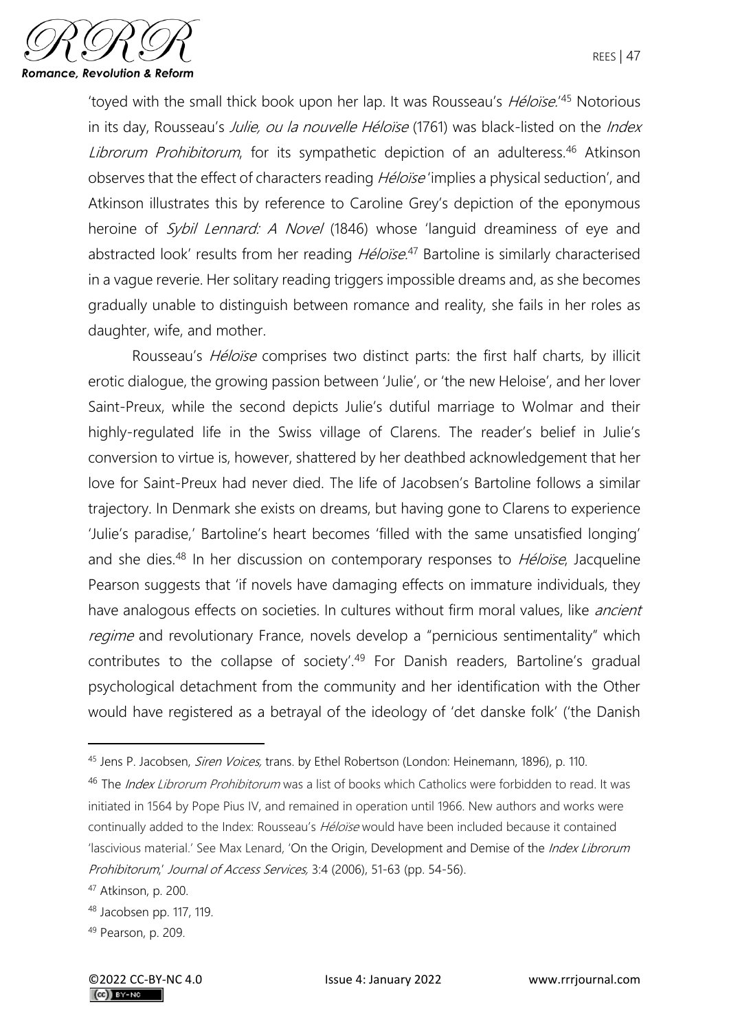'toyed with the small thick book upon her lap. It was Rousseau's *Héloïse*.'[45] Notorious in its day, Rousseau's *Julie, ou la nouvelle Héloïse* (1761) was black-listed on the *Index Librorum Prohibitorum*, for its sympathetic depiction of an adulteress.[46] Atkinson observes that the effect of characters reading *Héloïse* 'implies a physical seduction', and Atkinson illustrates this by reference to Caroline Grey's depiction of the eponymous heroine of *Sybil Lennard: A Novel* (1846) whose 'languid dreaminess of eye and abstracted look' results from her reading *Héloïse*.[47] Bartoline is similarly characterised in a vague reverie. Her solitary reading triggers impossible dreams and, as she becomes gradually unable to distinguish between romance and reality, she fails in her roles as daughter, wife, and mother.

Rousseau's *Héloïse* comprises two distinct parts: the first half charts, by illicit erotic dialogue, the growing passion between 'Julie', or 'the new Heloise', and her lover Saint-Preux, while the second depicts Julie's dutiful marriage to Wolmar and their highly-regulated life in the Swiss village of Clarens. The reader's belief in Julie's conversion to virtue is, however, shattered by her deathbed acknowledgement that her love for Saint-Preux had never died. The life of Jacobsen's Bartoline follows a similar trajectory. In Denmark she exists on dreams, but having gone to Clarens to experience 'Julie's paradise,' Bartoline's heart becomes 'filled with the same unsatisfied longing' and she dies.[48] In her discussion on contemporary responses to *Héloïse*, Jacqueline Pearson suggests that 'if novels have damaging effects on immature individuals, they have analogous effects on societies. In cultures without firm moral values, like *ancient regime* and revolutionary France, novels develop a "pernicious sentimentality" which contributes to the collapse of society'.[49] For Danish readers, Bartoline's gradual psychological detachment from the community and her identification with the Other would have registered as a betrayal of the ideology of 'det danske folk' ('the Danish

---

[45] Jens P. Jacobsen, *Siren Voices*, trans. by Ethel Robertson (London: Heinemann, 1896), p. 110.

[46] The *Index Librorum Prohibitorum* was a list of books which Catholics were forbidden to read. It was initiated in 1564 by Pope Pius IV, and remained in operation until 1966. New authors and works were continually added to the Index: Rousseau's *Héloïse* would have been included because it contained 'lascivious material.' See Max Lenard, 'On the Origin, Development and Demise of the *Index Librorum Prohibitorum*,' *Journal of Access Services*, 3:4 (2006), 51-63 (pp. 54-56).

[47] Atkinson, p. 200.

[48] Jacobsen pp. 117, 119.

[49] Pearson, p. 209.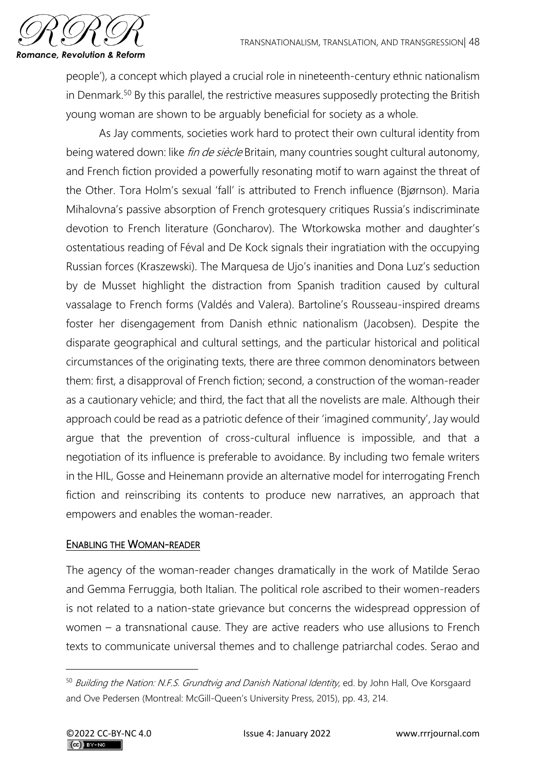people'), a concept which played a crucial role in nineteenth-century ethnic nationalism in Denmark.[50] By this parallel, the restrictive measures supposedly protecting the British young woman are shown to be arguably beneficial for society as a whole.

As Jay comments, societies work hard to protect their own cultural identity from being watered down: like *fin de siècle* Britain, many countries sought cultural autonomy, and French fiction provided a powerfully resonating motif to warn against the threat of the Other. Tora Holm's sexual 'fall' is attributed to French influence (Bjørnson). Maria Mihalovna's passive absorption of French grotesquery critiques Russia's indiscriminate devotion to French literature (Goncharov). The Wtorkowska mother and daughter's ostentatious reading of Féval and De Kock signals their ingratiation with the occupying Russian forces (Kraszewski). The Marquesa de Ujo's inanities and Dona Luz's seduction by de Musset highlight the distraction from Spanish tradition caused by cultural vassalage to French forms (Valdés and Valera). Bartoline's Rousseau-inspired dreams foster her disengagement from Danish ethnic nationalism (Jacobsen). Despite the disparate geographical and cultural settings, and the particular historical and political circumstances of the originating texts, there are three common denominators between them: first, a disapproval of French fiction; second, a construction of the woman-reader as a cautionary vehicle; and third, the fact that all the novelists are male. Although their approach could be read as a patriotic defence of their 'imagined community', Jay would argue that the prevention of cross-cultural influence is impossible, and that a negotiation of its influence is preferable to avoidance. By including two female writers in the HIL, Gosse and Heinemann provide an alternative model for interrogating French fiction and reinscribing its contents to produce new narratives, an approach that empowers and enables the woman-reader.

## Enabling the Woman-reader

The agency of the woman-reader changes dramatically in the work of Matilde Serao and Gemma Ferruggia, both Italian. The political role ascribed to their women-readers is not related to a nation-state grievance but concerns the widespread oppression of women – a transnational cause. They are active readers who use allusions to French texts to communicate universal themes and to challenge patriarchal codes. Serao and

[50] *Building the Nation: N.F.S. Grundtvig and Danish National Identity*, ed. by John Hall, Ove Korsgaard and Ove Pedersen (Montreal: McGill-Queen's University Press, 2015), pp. 43, 214.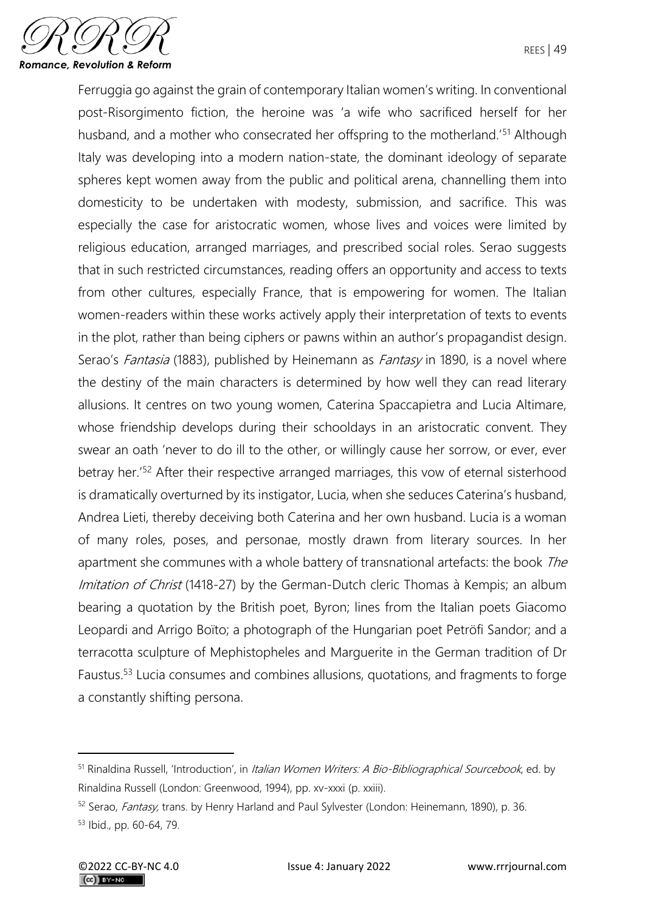Ferruggia go against the grain of contemporary Italian women's writing. In conventional post-Risorgimento fiction, the heroine was 'a wife who sacrificed herself for her husband, and a mother who consecrated her offspring to the motherland.'[51] Although Italy was developing into a modern nation-state, the dominant ideology of separate spheres kept women away from the public and political arena, channelling them into domesticity to be undertaken with modesty, submission, and sacrifice. This was especially the case for aristocratic women, whose lives and voices were limited by religious education, arranged marriages, and prescribed social roles. Serao suggests that in such restricted circumstances, reading offers an opportunity and access to texts from other cultures, especially France, that is empowering for women. The Italian women-readers within these works actively apply their interpretation of texts to events in the plot, rather than being ciphers or pawns within an author's propagandist design. Serao's *Fantasia* (1883), published by Heinemann as *Fantasy* in 1890, is a novel where the destiny of the main characters is determined by how well they can read literary allusions. It centres on two young women, Caterina Spaccapietra and Lucia Altimare, whose friendship develops during their schooldays in an aristocratic convent. They swear an oath 'never to do ill to the other, or willingly cause her sorrow, or ever, ever betray her.'[52] After their respective arranged marriages, this vow of eternal sisterhood is dramatically overturned by its instigator, Lucia, when she seduces Caterina's husband, Andrea Lieti, thereby deceiving both Caterina and her own husband. Lucia is a woman of many roles, poses, and personae, mostly drawn from literary sources. In her apartment she communes with a whole battery of transnational artefacts: the book *The Imitation of Christ* (1418-27) by the German-Dutch cleric Thomas à Kempis; an album bearing a quotation by the British poet, Byron; lines from the Italian poets Giacomo Leopardi and Arrigo Boïto; a photograph of the Hungarian poet Petröfi Sandor; and a terracotta sculpture of Mephistopheles and Marguerite in the German tradition of Dr Faustus.[53] Lucia consumes and combines allusions, quotations, and fragments to forge a constantly shifting persona.

[51] Rinaldina Russell, 'Introduction', in *Italian Women Writers: A Bio-Bibliographical Sourcebook*, ed. by Rinaldina Russell (London: Greenwood, 1994), pp. xv-xxxi (p. xxiii).

[52] Serao, *Fantasy,* trans. by Henry Harland and Paul Sylvester (London: Heinemann, 1890), p. 36.

[53] Ibid., pp. 60-64, 79.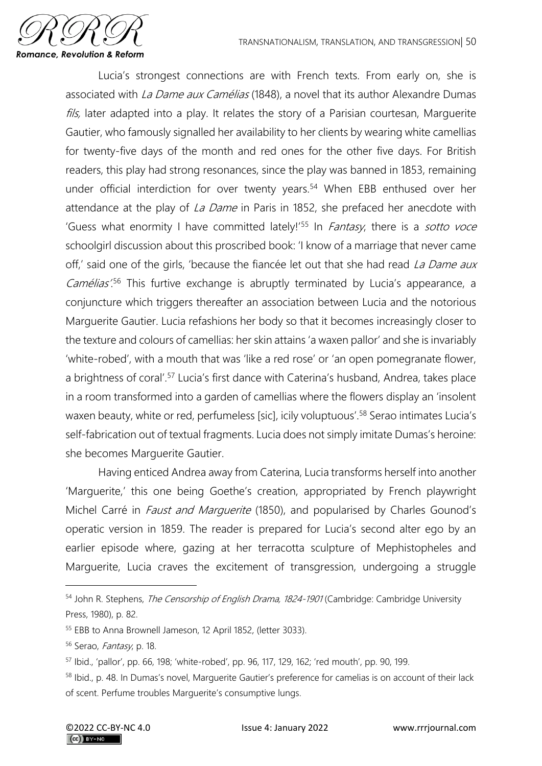Lucia's strongest connections are with French texts. From early on, she is associated with *La Dame aux Camélias* (1848), a novel that its author Alexandre Dumas *fils,* later adapted into a play. It relates the story of a Parisian courtesan, Marguerite Gautier, who famously signalled her availability to her clients by wearing white camellias for twenty-five days of the month and red ones for the other five days. For British readers, this play had strong resonances, since the play was banned in 1853, remaining under official interdiction for over twenty years.[54] When EBB enthused over her attendance at the play of *La Dame* in Paris in 1852, she prefaced her anecdote with 'Guess what enormity I have committed lately!'[55] In *Fantasy*, there is a *sotto voce* schoolgirl discussion about this proscribed book: 'I know of a marriage that never came off,' said one of the girls, 'because the fiancée let out that she had read *La Dame aux Camélias*'.[56] This furtive exchange is abruptly terminated by Lucia's appearance, a conjuncture which triggers thereafter an association between Lucia and the notorious Marguerite Gautier. Lucia refashions her body so that it becomes increasingly closer to the texture and colours of camellias: her skin attains 'a waxen pallor' and she is invariably 'white-robed', with a mouth that was 'like a red rose' or 'an open pomegranate flower, a brightness of coral'.[57] Lucia's first dance with Caterina's husband, Andrea, takes place in a room transformed into a garden of camellias where the flowers display an 'insolent waxen beauty, white or red, perfumeless [sic], icily voluptuous'.[58] Serao intimates Lucia's self-fabrication out of textual fragments. Lucia does not simply imitate Dumas's heroine: she becomes Marguerite Gautier.

Having enticed Andrea away from Caterina, Lucia transforms herself into another 'Marguerite,' this one being Goethe's creation, appropriated by French playwright Michel Carré in *Faust and Marguerite* (1850), and popularised by Charles Gounod's operatic version in 1859. The reader is prepared for Lucia's second alter ego by an earlier episode where, gazing at her terracotta sculpture of Mephistopheles and Marguerite, Lucia craves the excitement of transgression, undergoing a struggle

---

[54] John R. Stephens, *The Censorship of English Drama, 1824-1901* (Cambridge: Cambridge University Press, 1980), p. 82.

[55] EBB to Anna Brownell Jameson, 12 April 1852, (letter 3033).

[56] Serao, *Fantasy*, p. 18.

[57] Ibid., 'pallor', pp. 66, 198; 'white-robed', pp. 96, 117, 129, 162; 'red mouth', pp. 90, 199.

[58] Ibid., p. 48. In Dumas's novel, Marguerite Gautier's preference for camelias is on account of their lack of scent. Perfume troubles Marguerite's consumptive lungs.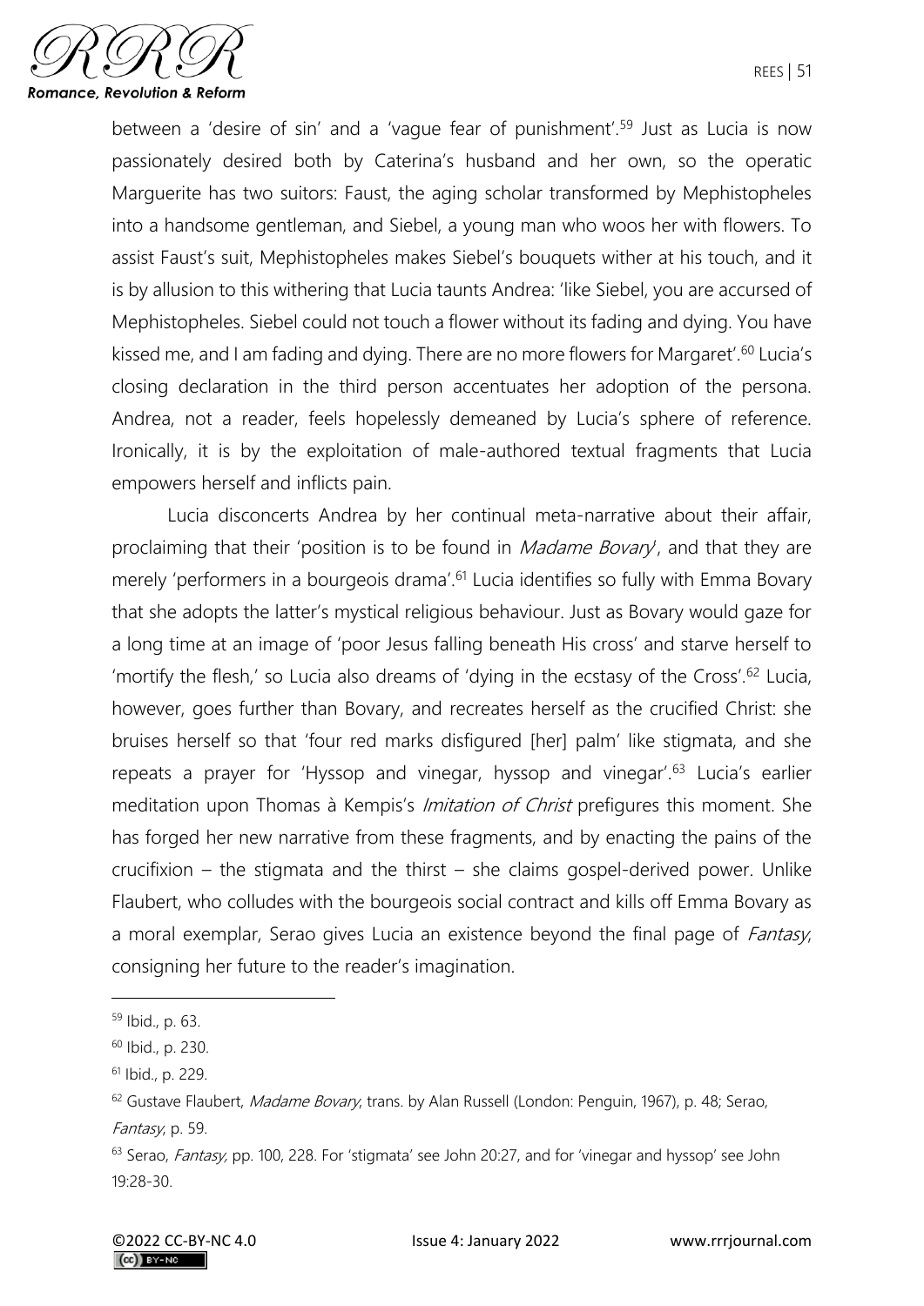between a 'desire of sin' and a 'vague fear of punishment'.[59] Just as Lucia is now passionately desired both by Caterina's husband and her own, so the operatic Marguerite has two suitors: Faust, the aging scholar transformed by Mephistopheles into a handsome gentleman, and Siebel, a young man who woos her with flowers. To assist Faust's suit, Mephistopheles makes Siebel's bouquets wither at his touch, and it is by allusion to this withering that Lucia taunts Andrea: 'like Siebel, you are accursed of Mephistopheles. Siebel could not touch a flower without its fading and dying. You have kissed me, and I am fading and dying. There are no more flowers for Margaret'.[60] Lucia's closing declaration in the third person accentuates her adoption of the persona. Andrea, not a reader, feels hopelessly demeaned by Lucia's sphere of reference. Ironically, it is by the exploitation of male-authored textual fragments that Lucia empowers herself and inflicts pain.

Lucia disconcerts Andrea by her continual meta-narrative about their affair, proclaiming that their 'position is to be found in *Madame Bovary*', and that they are merely 'performers in a bourgeois drama'.[61] Lucia identifies so fully with Emma Bovary that she adopts the latter's mystical religious behaviour. Just as Bovary would gaze for a long time at an image of 'poor Jesus falling beneath His cross' and starve herself to 'mortify the flesh,' so Lucia also dreams of 'dying in the ecstasy of the Cross'.[62] Lucia, however, goes further than Bovary, and recreates herself as the crucified Christ: she bruises herself so that 'four red marks disfigured [her] palm' like stigmata, and she repeats a prayer for 'Hyssop and vinegar, hyssop and vinegar'.[63] Lucia's earlier meditation upon Thomas à Kempis's *Imitation of Christ* prefigures this moment. She has forged her new narrative from these fragments, and by enacting the pains of the crucifixion – the stigmata and the thirst – she claims gospel-derived power. Unlike Flaubert, who colludes with the bourgeois social contract and kills off Emma Bovary as a moral exemplar, Serao gives Lucia an existence beyond the final page of *Fantasy*, consigning her future to the reader's imagination.

---

[59] Ibid., p. 63.

[60] Ibid., p. 230.

[61] Ibid., p. 229.

[62] Gustave Flaubert, *Madame Bovary*, trans. by Alan Russell (London: Penguin, 1967), p. 48; Serao, *Fantasy*, p. 59.

[63] Serao, *Fantasy,* pp. 100, 228. For 'stigmata' see John 20:27, and for 'vinegar and hyssop' see John 19:28-30.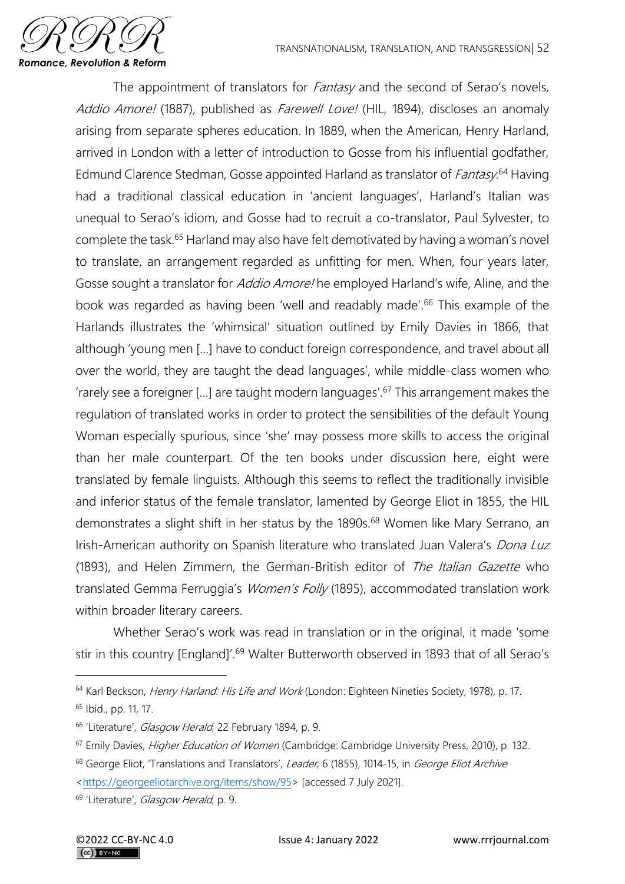The appointment of translators for *Fantasy* and the second of Serao's novels, *Addio Amore!* (1887), published as *Farewell Love!* (HIL, 1894), discloses an anomaly arising from separate spheres education. In 1889, when the American, Henry Harland, arrived in London with a letter of introduction to Gosse from his influential godfather, Edmund Clarence Stedman, Gosse appointed Harland as translator of *Fantasy*.[64] Having had a traditional classical education in 'ancient languages', Harland's Italian was unequal to Serao's idiom, and Gosse had to recruit a co-translator, Paul Sylvester, to complete the task.[65] Harland may also have felt demotivated by having a woman's novel to translate, an arrangement regarded as unfitting for men. When, four years later, Gosse sought a translator for *Addio Amore!* he employed Harland's wife, Aline, and the book was regarded as having been 'well and readably made'.[66] This example of the Harlands illustrates the 'whimsical' situation outlined by Emily Davies in 1866, that although 'young men [...] have to conduct foreign correspondence, and travel about all over the world, they are taught the dead languages', while middle-class women who 'rarely see a foreigner [...] are taught modern languages'.[67] This arrangement makes the regulation of translated works in order to protect the sensibilities of the default Young Woman especially spurious, since 'she' may possess more skills to access the original than her male counterpart. Of the ten books under discussion here, eight were translated by female linguists. Although this seems to reflect the traditionally invisible and inferior status of the female translator, lamented by George Eliot in 1855, the HIL demonstrates a slight shift in her status by the 1890s.[68] Women like Mary Serrano, an Irish-American authority on Spanish literature who translated Juan Valera's *Dona Luz* (1893), and Helen Zimmern, the German-British editor of *The Italian Gazette* who translated Gemma Ferruggia's *Women's Folly* (1895), accommodated translation work within broader literary careers.

Whether Serao's work was read in translation or in the original, it made 'some stir in this country [England]'.[69] Walter Butterworth observed in 1893 that of all Serao's

---

[64] Karl Beckson, *Henry Harland: His Life and Work* (London: Eighteen Nineties Society, 1978), p. 17.

[65] Ibid., pp. 11, 17.

[66] 'Literature', *Glasgow Herald*, 22 February 1894, p. 9.

[67] Emily Davies, *Higher Education of Women* (Cambridge: Cambridge University Press, 2010), p. 132.

[68] George Eliot, 'Translations and Translators', *Leader*, 6 (1855), 1014-15, in *George Eliot Archive* <https://georgeeliotarchive.org/items/show/95> [accessed 7 July 2021].

[69] 'Literature', *Glasgow Herald*, p. 9.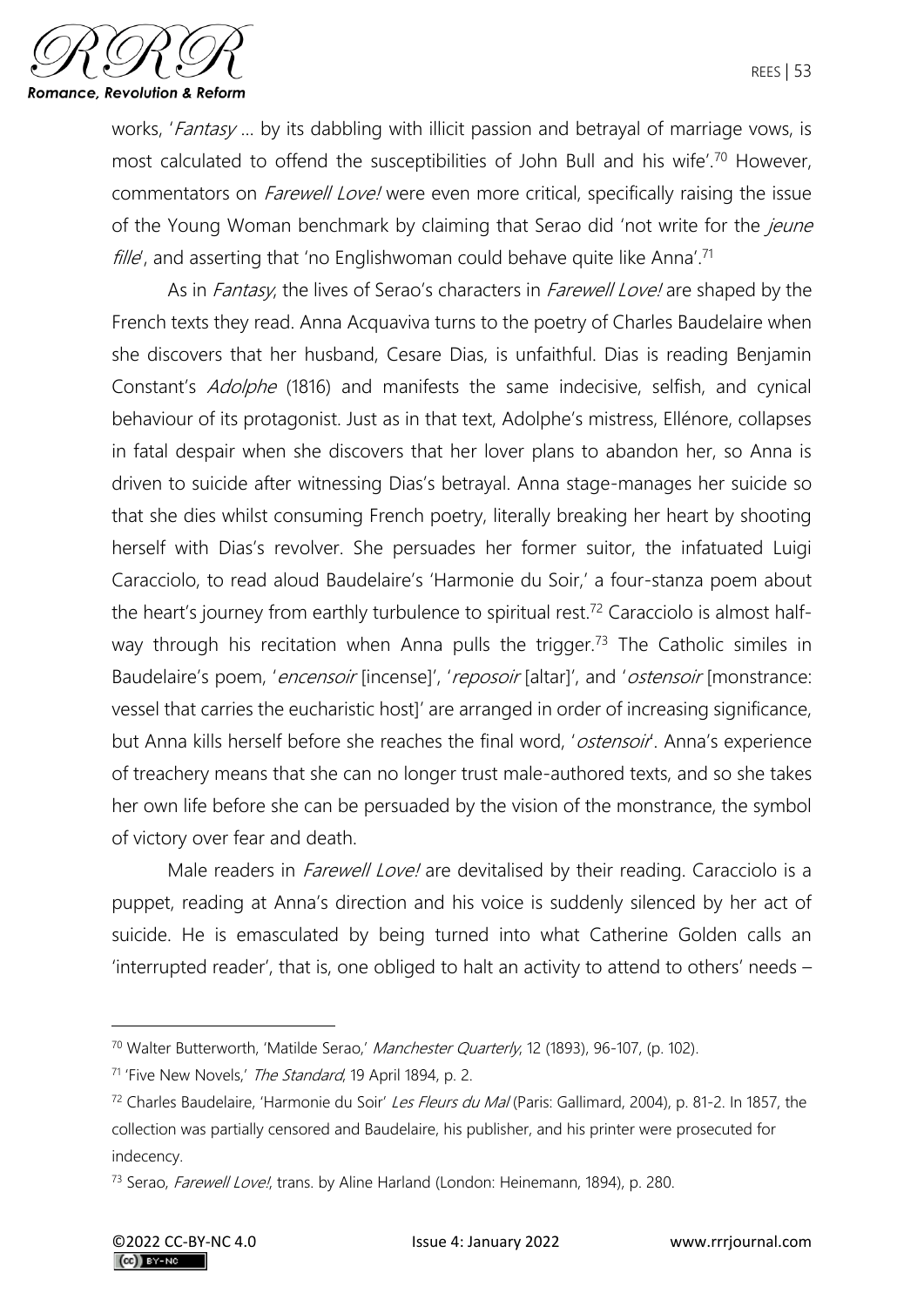works, '*Fantasy* … by its dabbling with illicit passion and betrayal of marriage vows, is most calculated to offend the susceptibilities of John Bull and his wife'.[70] However, commentators on *Farewell Love!* were even more critical, specifically raising the issue of the Young Woman benchmark by claiming that Serao did 'not write for the *jeune fille*', and asserting that 'no Englishwoman could behave quite like Anna'.[71]

As in *Fantasy*, the lives of Serao's characters in *Farewell Love!* are shaped by the French texts they read. Anna Acquaviva turns to the poetry of Charles Baudelaire when she discovers that her husband, Cesare Dias, is unfaithful. Dias is reading Benjamin Constant's *Adolphe* (1816) and manifests the same indecisive, selfish, and cynical behaviour of its protagonist. Just as in that text, Adolphe's mistress, Ellénore, collapses in fatal despair when she discovers that her lover plans to abandon her, so Anna is driven to suicide after witnessing Dias's betrayal. Anna stage-manages her suicide so that she dies whilst consuming French poetry, literally breaking her heart by shooting herself with Dias's revolver. She persuades her former suitor, the infatuated Luigi Caracciolo, to read aloud Baudelaire's 'Harmonie du Soir,' a four-stanza poem about the heart's journey from earthly turbulence to spiritual rest.[72] Caracciolo is almost half-way through his recitation when Anna pulls the trigger.[73] The Catholic similes in Baudelaire's poem, '*encensoir* [incense]', '*reposoir* [altar]', and '*ostensoir* [monstrance: vessel that carries the eucharistic host]' are arranged in order of increasing significance, but Anna kills herself before she reaches the final word, '*ostensoir*'. Anna's experience of treachery means that she can no longer trust male-authored texts, and so she takes her own life before she can be persuaded by the vision of the monstrance, the symbol of victory over fear and death.

Male readers in *Farewell Love!* are devitalised by their reading. Caracciolo is a puppet, reading at Anna's direction and his voice is suddenly silenced by her act of suicide. He is emasculated by being turned into what Catherine Golden calls an 'interrupted reader', that is, one obliged to halt an activity to attend to others' needs –

---

[70] Walter Butterworth, 'Matilde Serao,' *Manchester Quarterly*, 12 (1893), 96-107, (p. 102).

[71] 'Five New Novels,' *The Standard*, 19 April 1894, p. 2.

[72] Charles Baudelaire, 'Harmonie du Soir' *Les Fleurs du Mal* (Paris: Gallimard, 2004), p. 81-2. In 1857, the collection was partially censored and Baudelaire, his publisher, and his printer were prosecuted for indecency.

[73] Serao, *Farewell Love!*, trans. by Aline Harland (London: Heinemann, 1894), p. 280.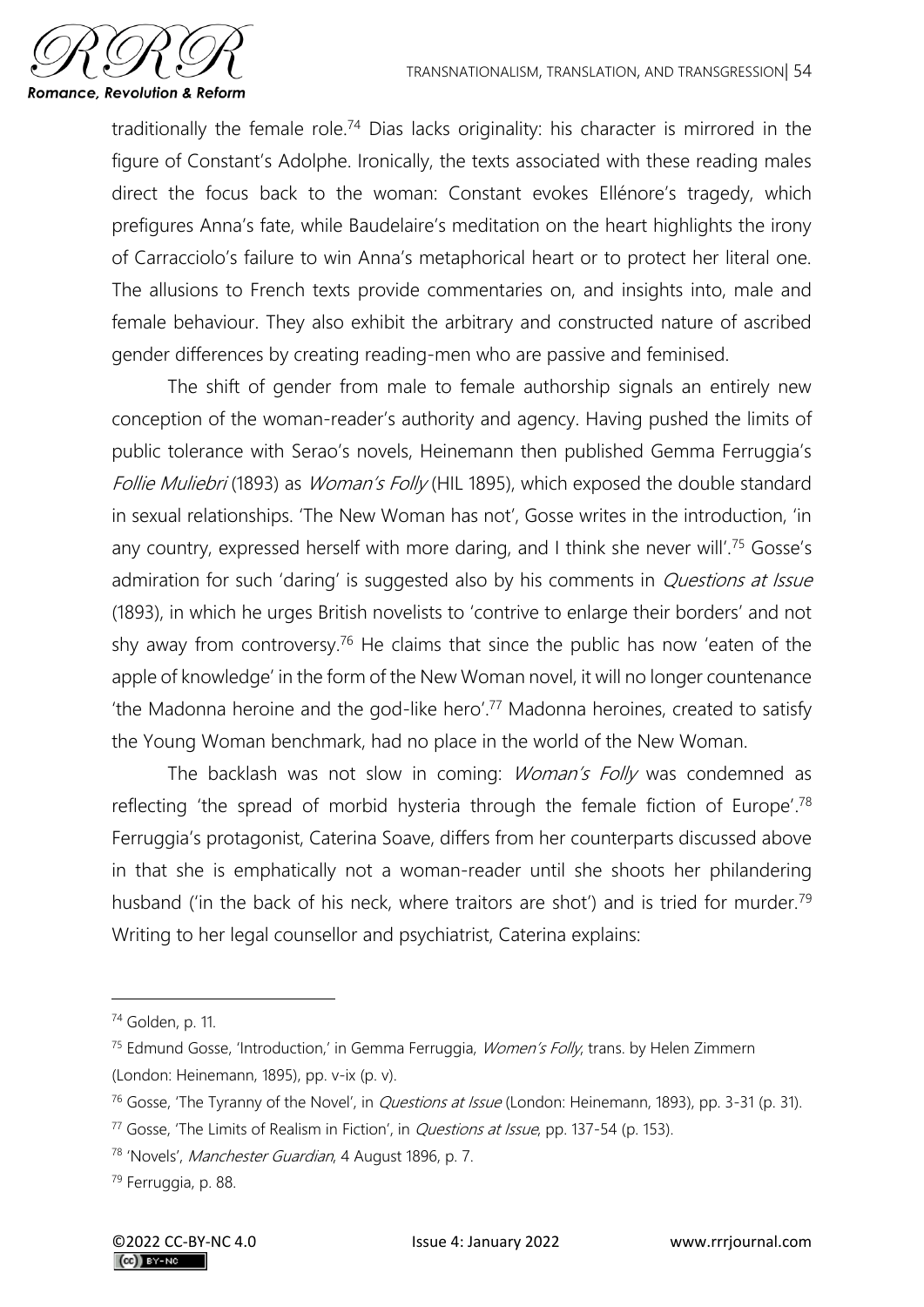traditionally the female role.[74] Dias lacks originality: his character is mirrored in the figure of Constant's Adolphe. Ironically, the texts associated with these reading males direct the focus back to the woman: Constant evokes Ellénore's tragedy, which prefigures Anna's fate, while Baudelaire's meditation on the heart highlights the irony of Carracciolo's failure to win Anna's metaphorical heart or to protect her literal one. The allusions to French texts provide commentaries on, and insights into, male and female behaviour. They also exhibit the arbitrary and constructed nature of ascribed gender differences by creating reading-men who are passive and feminised.

The shift of gender from male to female authorship signals an entirely new conception of the woman-reader's authority and agency. Having pushed the limits of public tolerance with Serao's novels, Heinemann then published Gemma Ferruggia's *Follie Muliebri* (1893) as *Woman's Folly* (HIL 1895), which exposed the double standard in sexual relationships. 'The New Woman has not', Gosse writes in the introduction, 'in any country, expressed herself with more daring, and I think she never will'.[75] Gosse's admiration for such 'daring' is suggested also by his comments in *Questions at Issue* (1893), in which he urges British novelists to 'contrive to enlarge their borders' and not shy away from controversy.[76] He claims that since the public has now 'eaten of the apple of knowledge' in the form of the New Woman novel, it will no longer countenance 'the Madonna heroine and the god-like hero'.[77] Madonna heroines, created to satisfy the Young Woman benchmark, had no place in the world of the New Woman.

The backlash was not slow in coming: *Woman's Folly* was condemned as reflecting 'the spread of morbid hysteria through the female fiction of Europe'.[78] Ferruggia's protagonist, Caterina Soave, differs from her counterparts discussed above in that she is emphatically not a woman-reader until she shoots her philandering husband ('in the back of his neck, where traitors are shot') and is tried for murder.[79] Writing to her legal counsellor and psychiatrist, Caterina explains:

---

[74] Golden, p. 11.

[75] Edmund Gosse, 'Introduction,' in Gemma Ferruggia, *Women's Folly*, trans. by Helen Zimmern (London: Heinemann, 1895), pp. v-ix (p. v).

[76] Gosse, 'The Tyranny of the Novel', in *Questions at Issue* (London: Heinemann, 1893), pp. 3-31 (p. 31).

[77] Gosse, 'The Limits of Realism in Fiction', in *Questions at Issue*, pp. 137-54 (p. 153).

[78] 'Novels', *Manchester Guardian*, 4 August 1896, p. 7.

[79] Ferruggia, p. 88.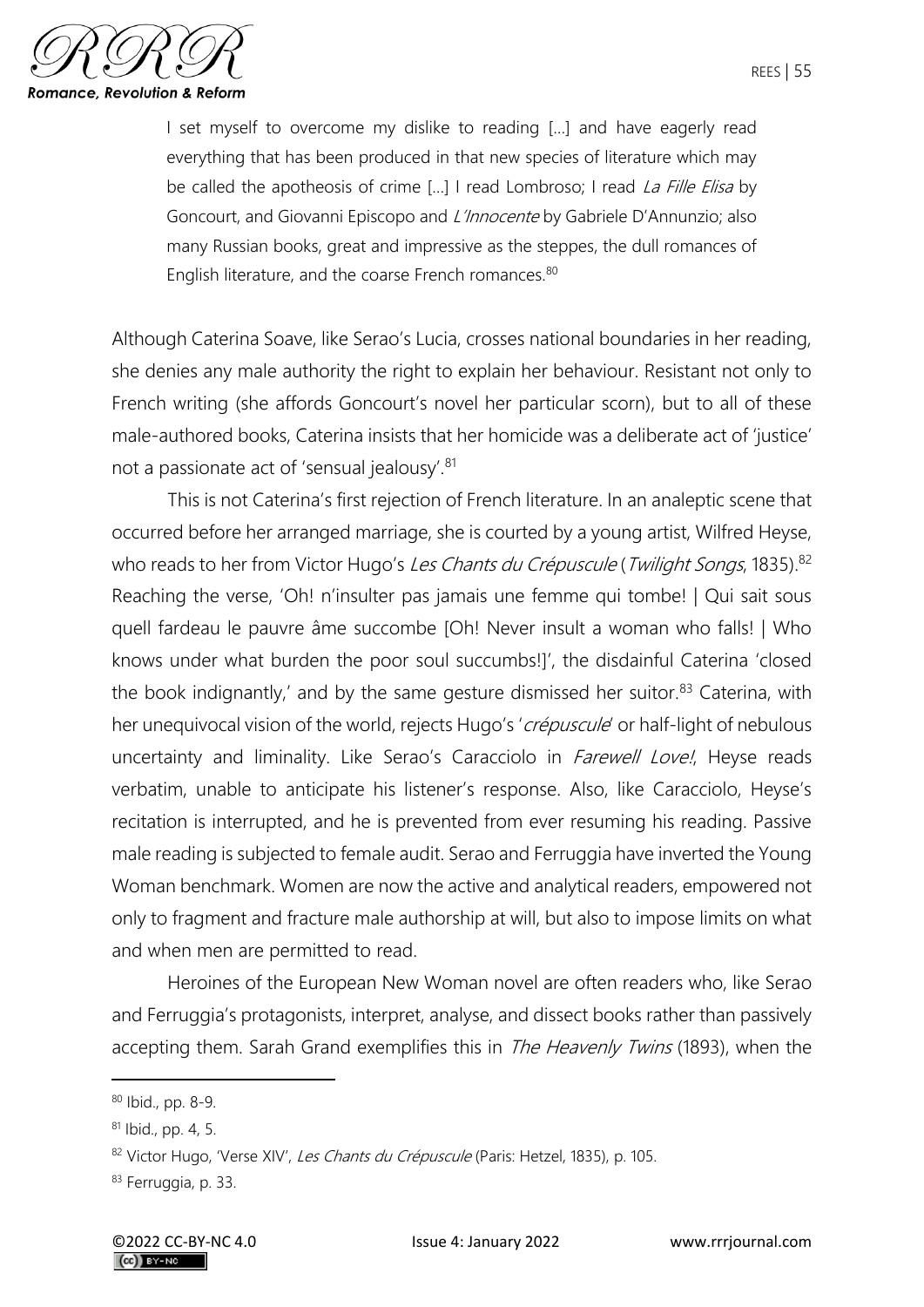> I set myself to overcome my dislike to reading […] and have eagerly read everything that has been produced in that new species of literature which may be called the apotheosis of crime […] I read Lombroso; I read *La Fille Elisa* by Goncourt, and Giovanni Episcopo and *L'Innocente* by Gabriele D'Annunzio; also many Russian books, great and impressive as the steppes, the dull romances of English literature, and the coarse French romances.[80]

Although Caterina Soave, like Serao's Lucia, crosses national boundaries in her reading, she denies any male authority the right to explain her behaviour. Resistant not only to French writing (she affords Goncourt's novel her particular scorn), but to all of these male-authored books, Caterina insists that her homicide was a deliberate act of 'justice' not a passionate act of 'sensual jealousy'.[81]

This is not Caterina's first rejection of French literature. In an analeptic scene that occurred before her arranged marriage, she is courted by a young artist, Wilfred Heyse, who reads to her from Victor Hugo's *Les Chants du Crépuscule* (*Twilight Songs*, 1835).[82] Reaching the verse, 'Oh! n'insulter pas jamais une femme qui tombe! | Qui sait sous quell fardeau le pauvre âme succombe [Oh! Never insult a woman who falls! | Who knows under what burden the poor soul succumbs!]', the disdainful Caterina 'closed the book indignantly,' and by the same gesture dismissed her suitor.[83] Caterina, with her unequivocal vision of the world, rejects Hugo's '*crépuscule*' or half-light of nebulous uncertainty and liminality. Like Serao's Caracciolo in *Farewell Love!*, Heyse reads verbatim, unable to anticipate his listener's response. Also, like Caracciolo, Heyse's recitation is interrupted, and he is prevented from ever resuming his reading. Passive male reading is subjected to female audit. Serao and Ferruggia have inverted the Young Woman benchmark. Women are now the active and analytical readers, empowered not only to fragment and fracture male authorship at will, but also to impose limits on what and when men are permitted to read.

Heroines of the European New Woman novel are often readers who, like Serao and Ferruggia's protagonists, interpret, analyse, and dissect books rather than passively accepting them. Sarah Grand exemplifies this in *The Heavenly Twins* (1893), when the

---

[80] Ibid., pp. 8-9.

[81] Ibid., pp. 4, 5.

[82] Victor Hugo, 'Verse XIV', *Les Chants du Crépuscule* (Paris: Hetzel, 1835), p. 105.

[83] Ferruggia, p. 33.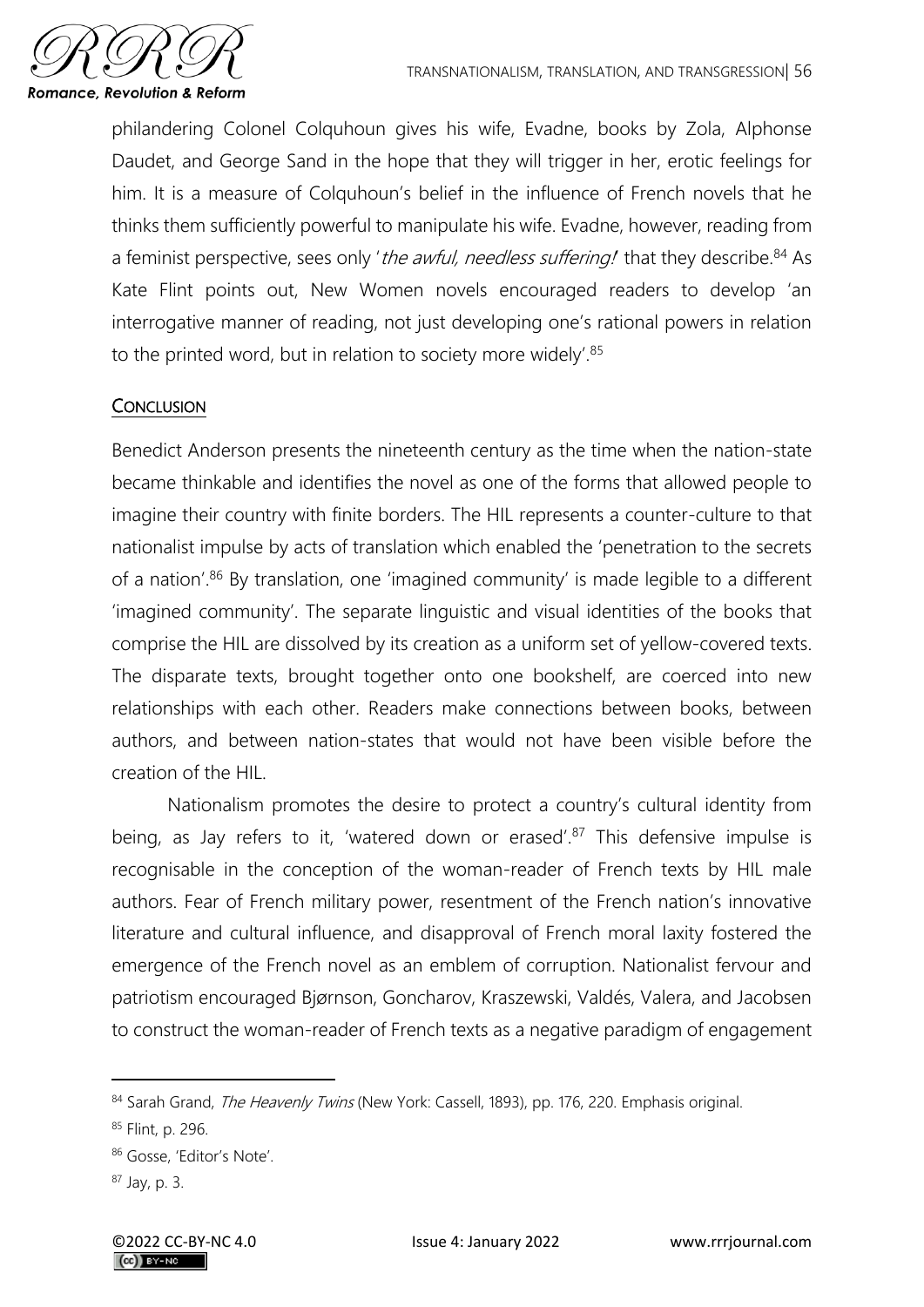philandering Colonel Colquhoun gives his wife, Evadne, books by Zola, Alphonse Daudet, and George Sand in the hope that they will trigger in her, erotic feelings for him. It is a measure of Colquhoun's belief in the influence of French novels that he thinks them sufficiently powerful to manipulate his wife. Evadne, however, reading from a feminist perspective, sees only '*the awful, needless suffering!*' that they describe.[84] As Kate Flint points out, New Women novels encouraged readers to develop 'an interrogative manner of reading, not just developing one's rational powers in relation to the printed word, but in relation to society more widely'.[85]

## CONCLUSION

Benedict Anderson presents the nineteenth century as the time when the nation-state became thinkable and identifies the novel as one of the forms that allowed people to imagine their country with finite borders. The HIL represents a counter-culture to that nationalist impulse by acts of translation which enabled the 'penetration to the secrets of a nation'.[86] By translation, one 'imagined community' is made legible to a different 'imagined community'. The separate linguistic and visual identities of the books that comprise the HIL are dissolved by its creation as a uniform set of yellow-covered texts. The disparate texts, brought together onto one bookshelf, are coerced into new relationships with each other. Readers make connections between books, between authors, and between nation-states that would not have been visible before the creation of the HIL.

Nationalism promotes the desire to protect a country's cultural identity from being, as Jay refers to it, 'watered down or erased'.[87] This defensive impulse is recognisable in the conception of the woman-reader of French texts by HIL male authors. Fear of French military power, resentment of the French nation's innovative literature and cultural influence, and disapproval of French moral laxity fostered the emergence of the French novel as an emblem of corruption. Nationalist fervour and patriotism encouraged Bjørnson, Goncharov, Kraszewski, Valdés, Valera, and Jacobsen to construct the woman-reader of French texts as a negative paradigm of engagement

---

[84] Sarah Grand, *The Heavenly Twins* (New York: Cassell, 1893), pp. 176, 220. Emphasis original.

[85] Flint, p. 296.

[86] Gosse, 'Editor's Note'.

[87] Jay, p. 3.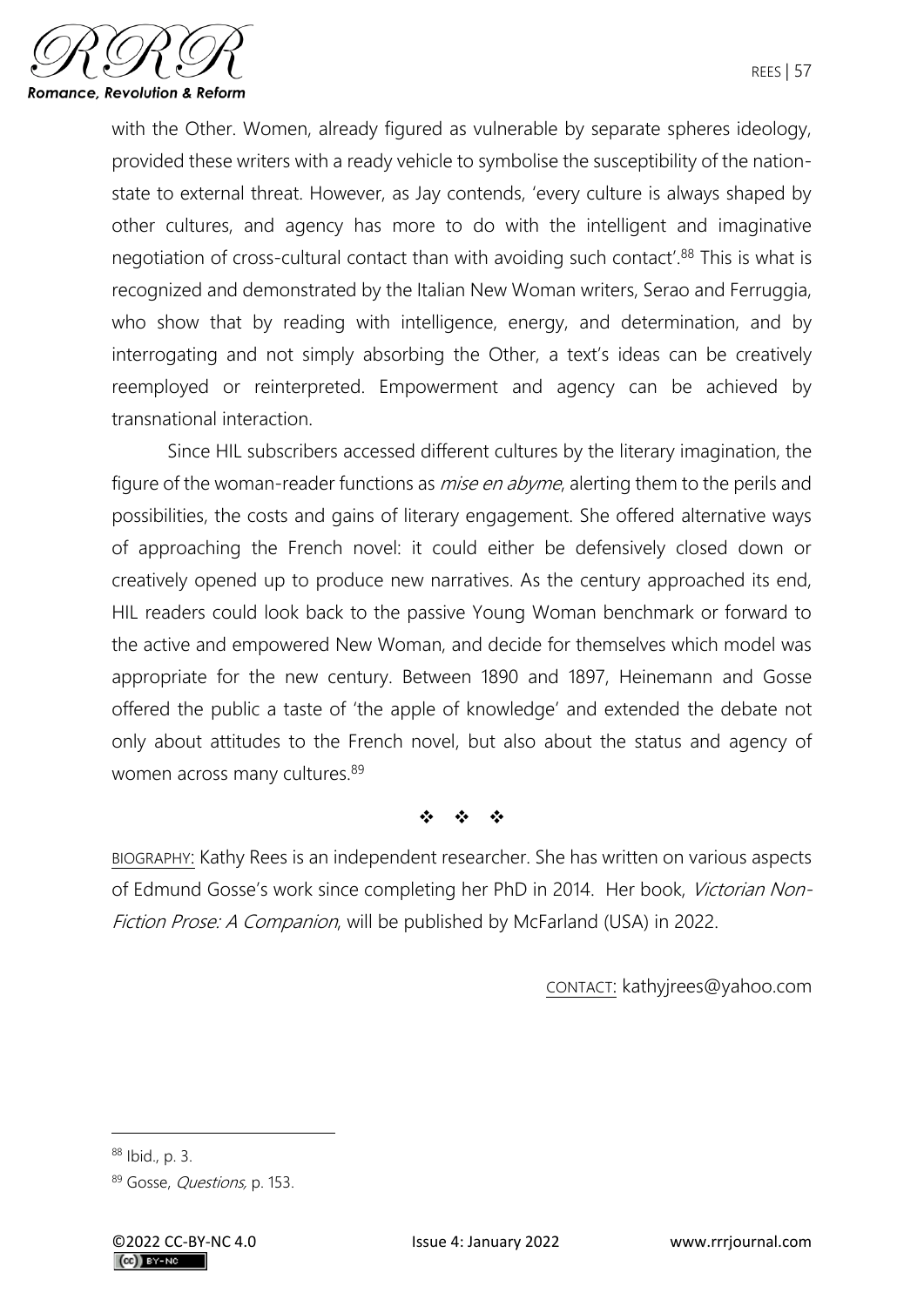with the Other. Women, already figured as vulnerable by separate spheres ideology, provided these writers with a ready vehicle to symbolise the susceptibility of the nation-state to external threat. However, as Jay contends, 'every culture is always shaped by other cultures, and agency has more to do with the intelligent and imaginative negotiation of cross-cultural contact than with avoiding such contact'.[88] This is what is recognized and demonstrated by the Italian New Woman writers, Serao and Ferruggia, who show that by reading with intelligence, energy, and determination, and by interrogating and not simply absorbing the Other, a text's ideas can be creatively reemployed or reinterpreted. Empowerment and agency can be achieved by transnational interaction.

Since HIL subscribers accessed different cultures by the literary imagination, the figure of the woman-reader functions as *mise en abyme*, alerting them to the perils and possibilities, the costs and gains of literary engagement. She offered alternative ways of approaching the French novel: it could either be defensively closed down or creatively opened up to produce new narratives. As the century approached its end, HIL readers could look back to the passive Young Woman benchmark or forward to the active and empowered New Woman, and decide for themselves which model was appropriate for the new century. Between 1890 and 1897, Heinemann and Gosse offered the public a taste of 'the apple of knowledge' and extended the debate not only about attitudes to the French novel, but also about the status and agency of women across many cultures.[89]

❖ ❖ ❖

BIOGRAPHY: Kathy Rees is an independent researcher. She has written on various aspects of Edmund Gosse's work since completing her PhD in 2014. Her book, *Victorian Non-Fiction Prose: A Companion*, will be published by McFarland (USA) in 2022.

CONTACT: kathyjrees@yahoo.com

---

[88] Ibid., p. 3.

[89] Gosse, *Questions,* p. 153.